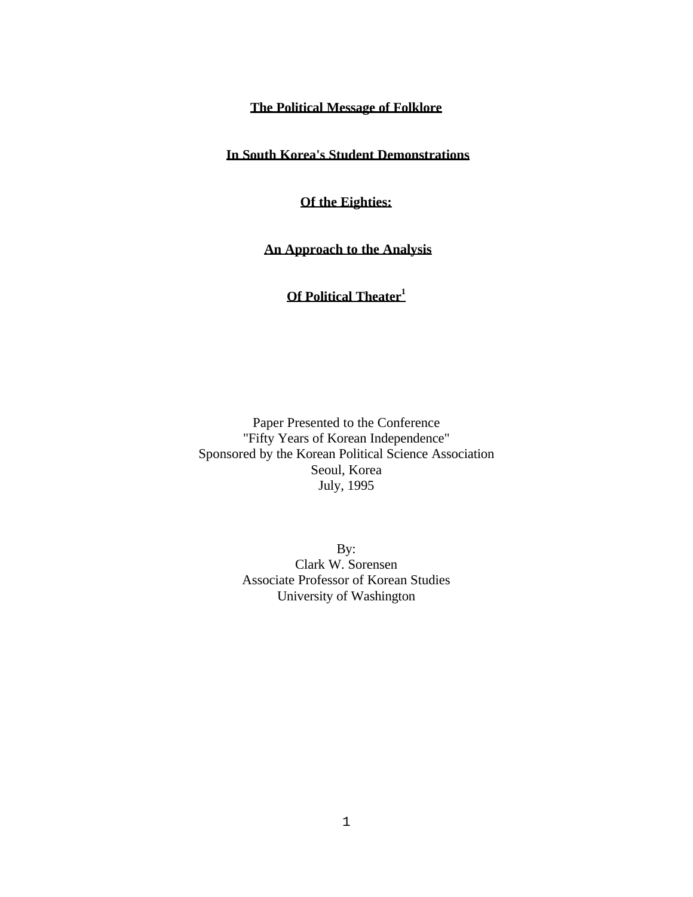# The Political Message of Folklore

# In South Korea's Student Demonstrations

# Of the Eighties:

# An Approach to the Analysis

# Of Political Theater[1]

Paper Presented to the Conference
"Fifty Years of Korean Independence"
Sponsored by the Korean Political Science Association
Seoul, Korea
July, 1995

By:
Clark W. Sorensen
Associate Professor of Korean Studies
University of Washington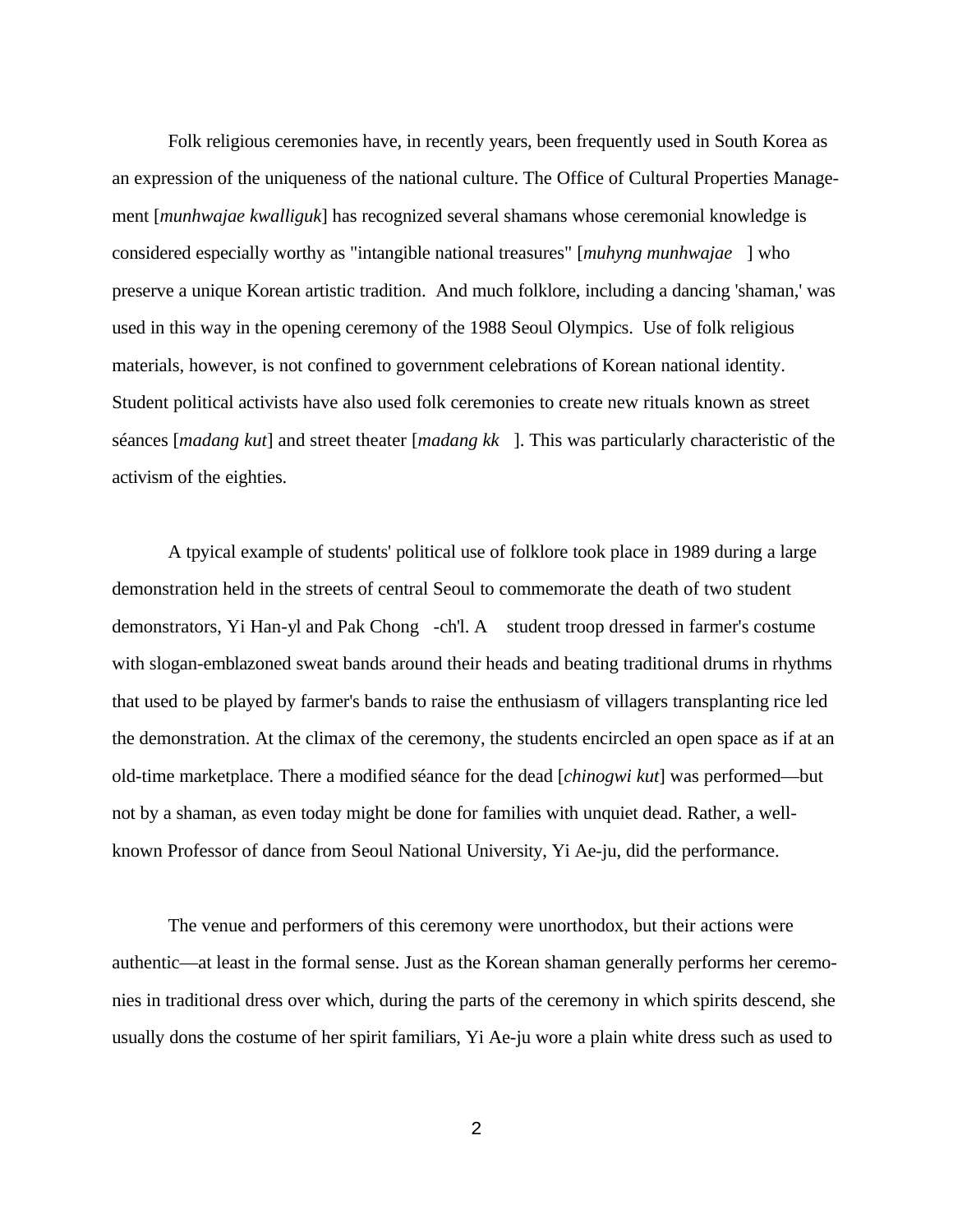Folk religious ceremonies have, in recently years, been frequently used in South Korea as an expression of the uniqueness of the national culture. The Office of Cultural Properties Management [*munhwajae kwalliguk*] has recognized several shamans whose ceremonial knowledge is considered especially worthy as "intangible national treasures" [*muhyng munhwajae* ] who preserve a unique Korean artistic tradition. And much folklore, including a dancing 'shaman,' was used in this way in the opening ceremony of the 1988 Seoul Olympics. Use of folk religious materials, however, is not confined to government celebrations of Korean national identity. Student political activists have also used folk ceremonies to create new rituals known as street séances [*madang kut*] and street theater [*madang kk* ]. This was particularly characteristic of the activism of the eighties.

A tpyical example of students' political use of folklore took place in 1989 during a large demonstration held in the streets of central Seoul to commemorate the death of two student demonstrators, Yi Han-yl and Pak Chong -ch'l. A student troop dressed in farmer's costume with slogan-emblazoned sweat bands around their heads and beating traditional drums in rhythms that used to be played by farmer's bands to raise the enthusiasm of villagers transplanting rice led the demonstration. At the climax of the ceremony, the students encircled an open space as if at an old-time marketplace. There a modified séance for the dead [*chinogwi kut*] was performed—but not by a shaman, as even today might be done for families with unquiet dead. Rather, a well-known Professor of dance from Seoul National University, Yi Ae-ju, did the performance.

The venue and performers of this ceremony were unorthodox, but their actions were authentic—at least in the formal sense. Just as the Korean shaman generally performs her ceremonies in traditional dress over which, during the parts of the ceremony in which spirits descend, she usually dons the costume of her spirit familiars, Yi Ae-ju wore a plain white dress such as used to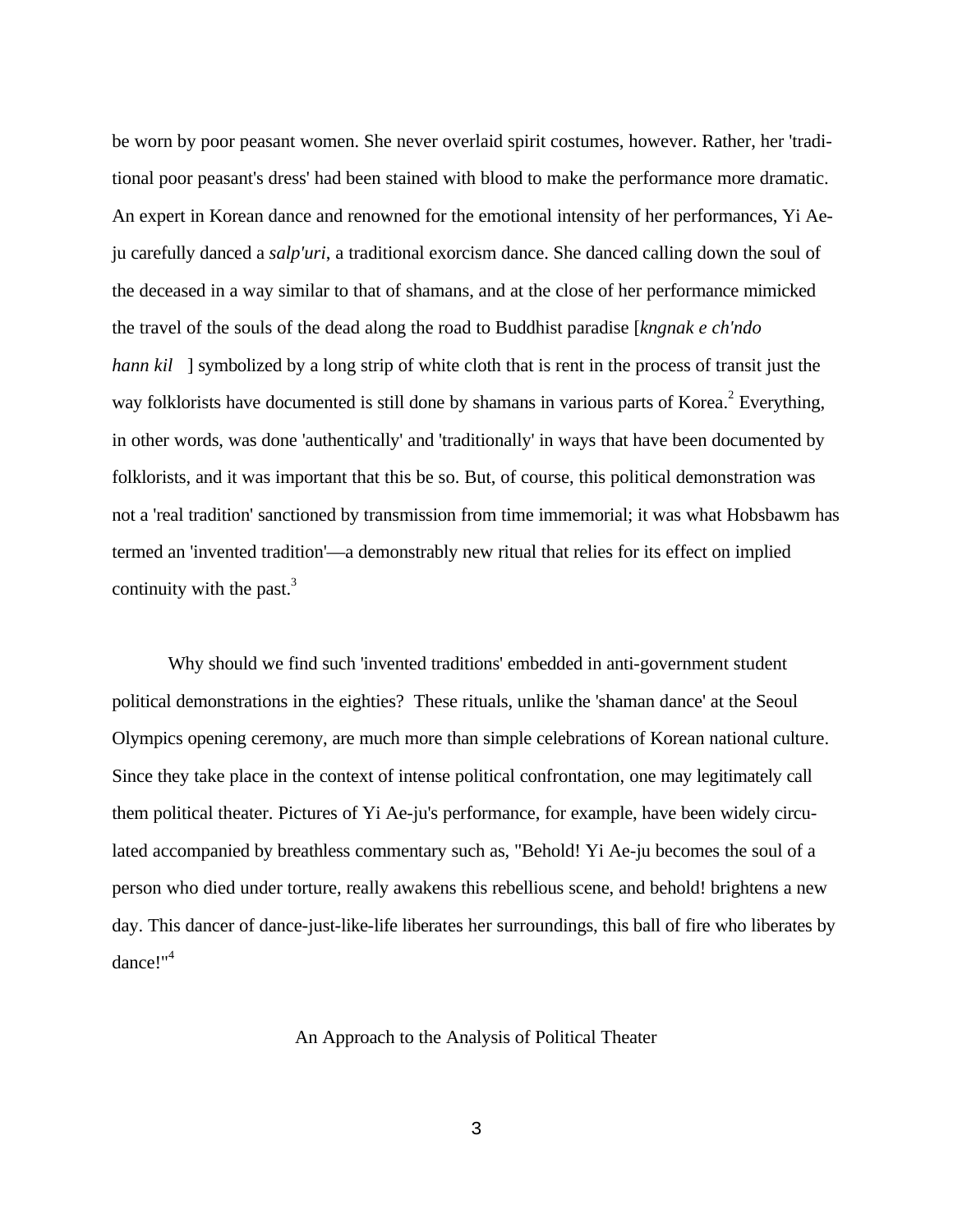be worn by poor peasant women. She never overlaid spirit costumes, however. Rather, her 'traditional poor peasant's dress' had been stained with blood to make the performance more dramatic. An expert in Korean dance and renowned for the emotional intensity of her performances, Yi Ae-ju carefully danced a *salp'uri*, a traditional exorcism dance. She danced calling down the soul of the deceased in a way similar to that of shamans, and at the close of her performance mimicked the travel of the souls of the dead along the road to Buddhist paradise [*kngnak e ch'ndo hann kil*] symbolized by a long strip of white cloth that is rent in the process of transit just the way folklorists have documented is still done by shamans in various parts of Korea.[2] Everything, in other words, was done 'authentically' and 'traditionally' in ways that have been documented by folklorists, and it was important that this be so. But, of course, this political demonstration was not a 'real tradition' sanctioned by transmission from time immemorial; it was what Hobsbawm has termed an 'invented tradition'—a demonstrably new ritual that relies for its effect on implied continuity with the past.[3]

Why should we find such 'invented traditions' embedded in anti-government student political demonstrations in the eighties? These rituals, unlike the 'shaman dance' at the Seoul Olympics opening ceremony, are much more than simple celebrations of Korean national culture. Since they take place in the context of intense political confrontation, one may legitimately call them political theater. Pictures of Yi Ae-ju's performance, for example, have been widely circulated accompanied by breathless commentary such as, "Behold! Yi Ae-ju becomes the soul of a person who died under torture, really awakens this rebellious scene, and behold! brightens a new day. This dancer of dance-just-like-life liberates her surroundings, this ball of fire who liberates by dance!"[4]

## An Approach to the Analysis of Political Theater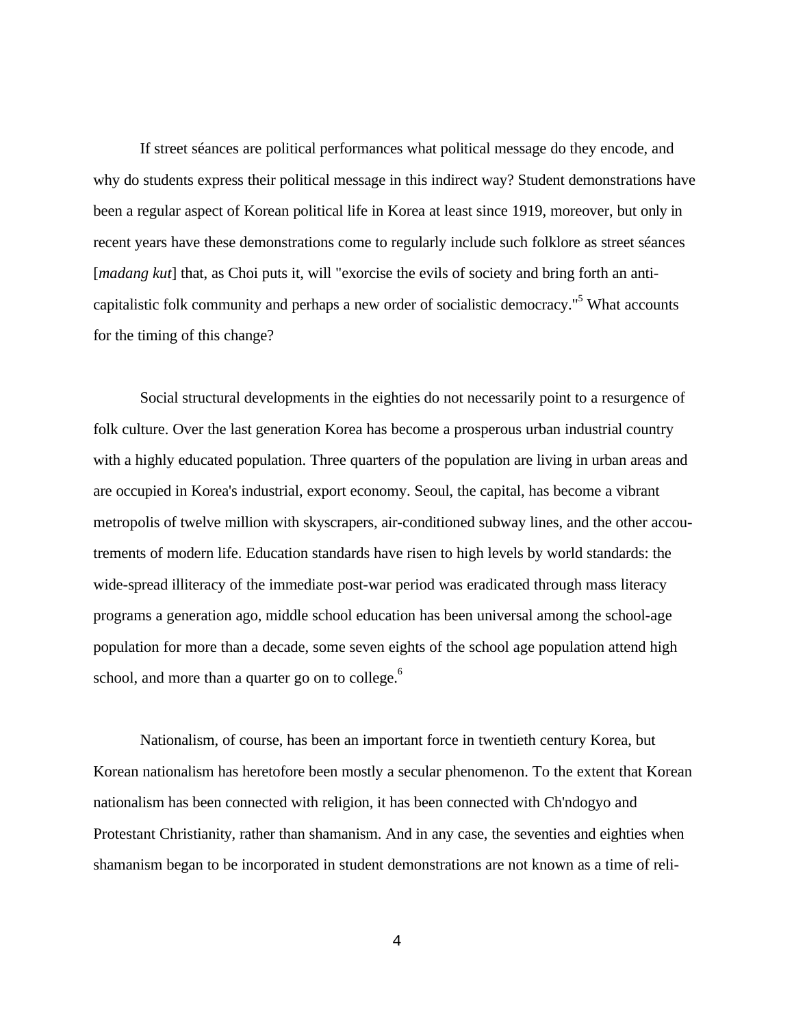If street séances are political performances what political message do they encode, and why do students express their political message in this indirect way? Student demonstrations have been a regular aspect of Korean political life in Korea at least since 1919, moreover, but only in recent years have these demonstrations come to regularly include such folklore as street séances [*madang kut*] that, as Choi puts it, will "exorcise the evils of society and bring forth an anti-capitalistic folk community and perhaps a new order of socialistic democracy."[5] What accounts for the timing of this change?

Social structural developments in the eighties do not necessarily point to a resurgence of folk culture. Over the last generation Korea has become a prosperous urban industrial country with a highly educated population. Three quarters of the population are living in urban areas and are occupied in Korea's industrial, export economy. Seoul, the capital, has become a vibrant metropolis of twelve million with skyscrapers, air-conditioned subway lines, and the other accoutrements of modern life. Education standards have risen to high levels by world standards: the wide-spread illiteracy of the immediate post-war period was eradicated through mass literacy programs a generation ago, middle school education has been universal among the school-age population for more than a decade, some seven eights of the school age population attend high school, and more than a quarter go on to college.[6]

Nationalism, of course, has been an important force in twentieth century Korea, but Korean nationalism has heretofore been mostly a secular phenomenon. To the extent that Korean nationalism has been connected with religion, it has been connected with Ch'ndogyo and Protestant Christianity, rather than shamanism. And in any case, the seventies and eighties when shamanism began to be incorporated in student demonstrations are not known as a time of reli-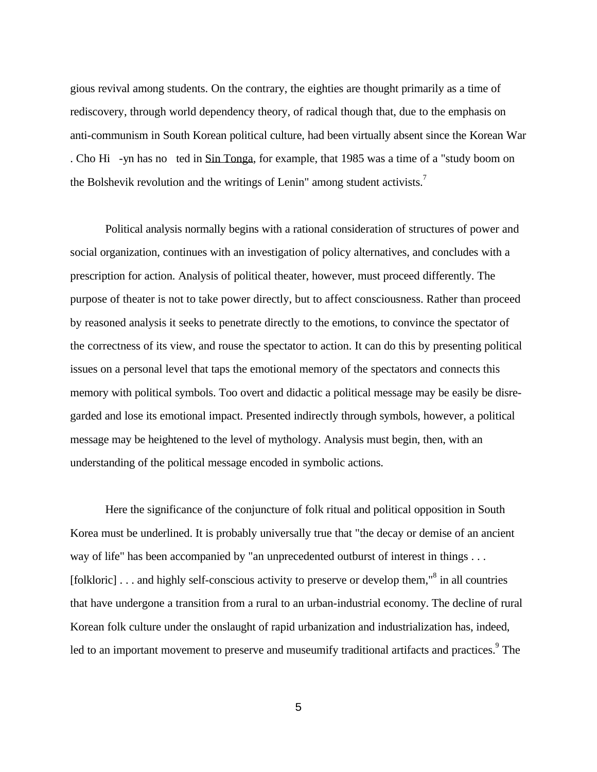gious revival among students. On the contrary, the eighties are thought primarily as a time of rediscovery, through world dependency theory, of radical though that, due to the emphasis on anti-communism in South Korean political culture, had been virtually absent since the Korean War . Cho Hi -yn has no ted in Sin Tonga, for example, that 1985 was a time of a "study boom on the Bolshevik revolution and the writings of Lenin" among student activists.[7]

Political analysis normally begins with a rational consideration of structures of power and social organization, continues with an investigation of policy alternatives, and concludes with a prescription for action. Analysis of political theater, however, must proceed differently. The purpose of theater is not to take power directly, but to affect consciousness. Rather than proceed by reasoned analysis it seeks to penetrate directly to the emotions, to convince the spectator of the correctness of its view, and rouse the spectator to action. It can do this by presenting political issues on a personal level that taps the emotional memory of the spectators and connects this memory with political symbols. Too overt and didactic a political message may be easily be disregarded and lose its emotional impact. Presented indirectly through symbols, however, a political message may be heightened to the level of mythology. Analysis must begin, then, with an understanding of the political message encoded in symbolic actions.

Here the significance of the conjuncture of folk ritual and political opposition in South Korea must be underlined. It is probably universally true that "the decay or demise of an ancient way of life" has been accompanied by "an unprecedented outburst of interest in things . . . [folkloric] . . . and highly self-conscious activity to preserve or develop them,"[8] in all countries that have undergone a transition from a rural to an urban-industrial economy. The decline of rural Korean folk culture under the onslaught of rapid urbanization and industrialization has, indeed, led to an important movement to preserve and museumify traditional artifacts and practices.[9] The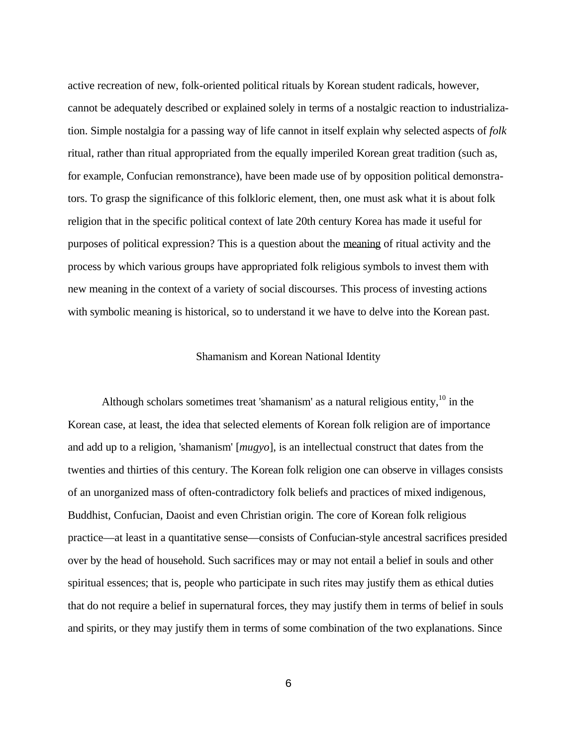active recreation of new, folk-oriented political rituals by Korean student radicals, however, cannot be adequately described or explained solely in terms of a nostalgic reaction to industrialization. Simple nostalgia for a passing way of life cannot in itself explain why selected aspects of *folk* ritual, rather than ritual appropriated from the equally imperiled Korean great tradition (such as, for example, Confucian remonstrance), have been made use of by opposition political demonstrators. To grasp the significance of this folkloric element, then, one must ask what it is about folk religion that in the specific political context of late 20th century Korea has made it useful for purposes of political expression? This is a question about the <u>meaning</u> of ritual activity and the process by which various groups have appropriated folk religious symbols to invest them with new meaning in the context of a variety of social discourses. This process of investing actions with symbolic meaning is historical, so to understand it we have to delve into the Korean past.

## Shamanism and Korean National Identity

Although scholars sometimes treat 'shamanism' as a natural religious entity,[10] in the Korean case, at least, the idea that selected elements of Korean folk religion are of importance and add up to a religion, 'shamanism' [*mugyo*], is an intellectual construct that dates from the twenties and thirties of this century. The Korean folk religion one can observe in villages consists of an unorganized mass of often-contradictory folk beliefs and practices of mixed indigenous, Buddhist, Confucian, Daoist and even Christian origin. The core of Korean folk religious practice—at least in a quantitative sense—consists of Confucian-style ancestral sacrifices presided over by the head of household. Such sacrifices may or may not entail a belief in souls and other spiritual essences; that is, people who participate in such rites may justify them as ethical duties that do not require a belief in supernatural forces, they may justify them in terms of belief in souls and spirits, or they may justify them in terms of some combination of the two explanations. Since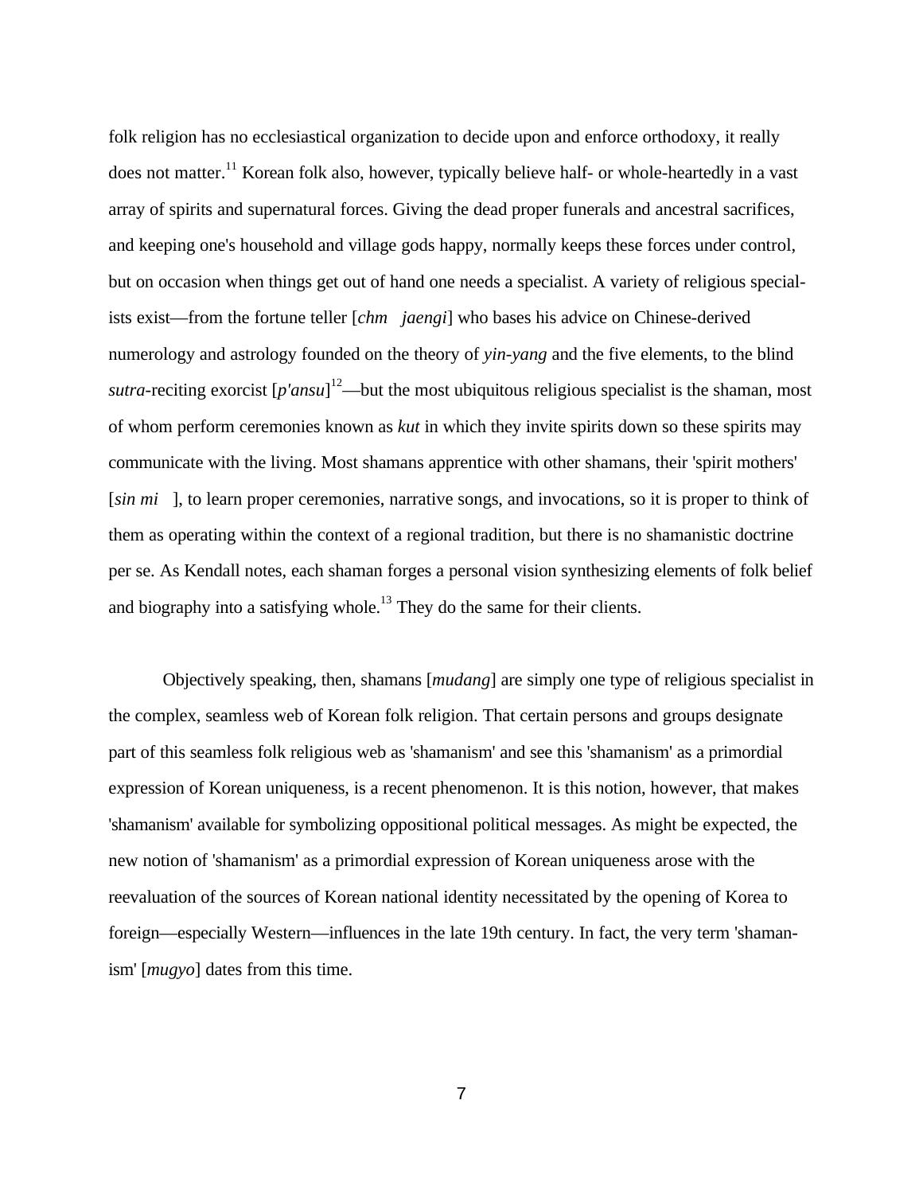folk religion has no ecclesiastical organization to decide upon and enforce orthodoxy, it really does not matter.[11] Korean folk also, however, typically believe half- or whole-heartedly in a vast array of spirits and supernatural forces. Giving the dead proper funerals and ancestral sacrifices, and keeping one's household and village gods happy, normally keeps these forces under control, but on occasion when things get out of hand one needs a specialist. A variety of religious specialists exist—from the fortune teller [*chm jaengi*] who bases his advice on Chinese-derived numerology and astrology founded on the theory of *yin-yang* and the five elements, to the blind *sutra*-reciting exorcist [*p'ansu*][12]—but the most ubiquitous religious specialist is the shaman, most of whom perform ceremonies known as *kut* in which they invite spirits down so these spirits may communicate with the living. Most shamans apprentice with other shamans, their 'spirit mothers' [*sin mi* ], to learn proper ceremonies, narrative songs, and invocations, so it is proper to think of them as operating within the context of a regional tradition, but there is no shamanistic doctrine per se. As Kendall notes, each shaman forges a personal vision synthesizing elements of folk belief and biography into a satisfying whole.[13] They do the same for their clients.

Objectively speaking, then, shamans [*mudang*] are simply one type of religious specialist in the complex, seamless web of Korean folk religion. That certain persons and groups designate part of this seamless folk religious web as 'shamanism' and see this 'shamanism' as a primordial expression of Korean uniqueness, is a recent phenomenon. It is this notion, however, that makes 'shamanism' available for symbolizing oppositional political messages. As might be expected, the new notion of 'shamanism' as a primordial expression of Korean uniqueness arose with the reevaluation of the sources of Korean national identity necessitated by the opening of Korea to foreign—especially Western—influences in the late 19th century. In fact, the very term 'shamanism' [*mugyo*] dates from this time.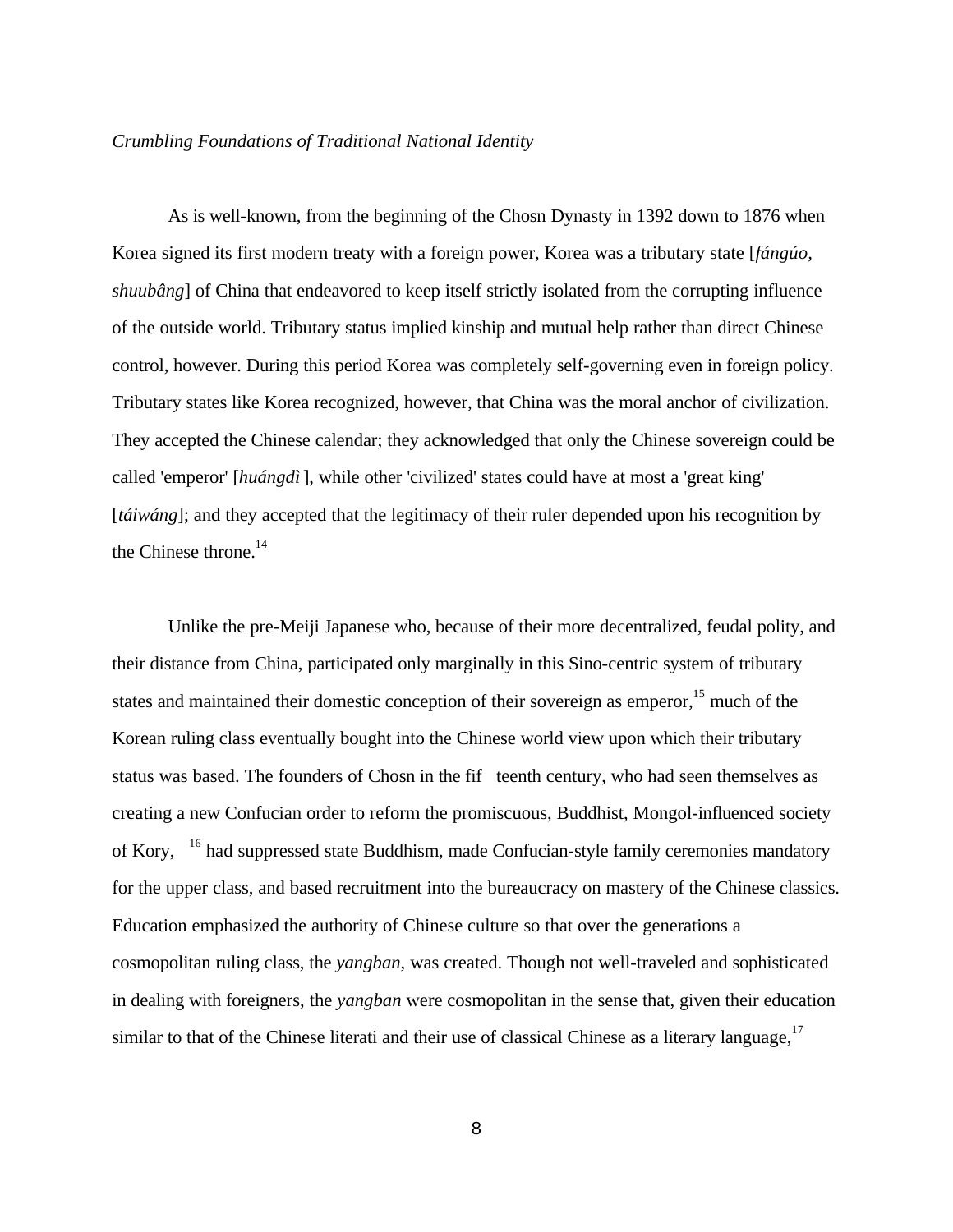*Crumbling Foundations of Traditional National Identity*

As is well-known, from the beginning of the Chosn Dynasty in 1392 down to 1876 when Korea signed its first modern treaty with a foreign power, Korea was a tributary state [*fángúo, shuubâng*] of China that endeavored to keep itself strictly isolated from the corrupting influence of the outside world. Tributary status implied kinship and mutual help rather than direct Chinese control, however. During this period Korea was completely self-governing even in foreign policy. Tributary states like Korea recognized, however, that China was the moral anchor of civilization. They accepted the Chinese calendar; they acknowledged that only the Chinese sovereign could be called 'emperor' [*huángdì* ], while other 'civilized' states could have at most a 'great king' [*táiwáng*]; and they accepted that the legitimacy of their ruler depended upon his recognition by the Chinese throne.[14]

Unlike the pre-Meiji Japanese who, because of their more decentralized, feudal polity, and their distance from China, participated only marginally in this Sino-centric system of tributary states and maintained their domestic conception of their sovereign as emperor,[15] much of the Korean ruling class eventually bought into the Chinese world view upon which their tributary status was based. The founders of Chosn in the fif teenth century, who had seen themselves as creating a new Confucian order to reform the promiscuous, Buddhist, Mongol-influenced society of Kory, [16] had suppressed state Buddhism, made Confucian-style family ceremonies mandatory for the upper class, and based recruitment into the bureaucracy on mastery of the Chinese classics. Education emphasized the authority of Chinese culture so that over the generations a cosmopolitan ruling class, the *yangban*, was created. Though not well-traveled and sophisticated in dealing with foreigners, the *yangban* were cosmopolitan in the sense that, given their education similar to that of the Chinese literati and their use of classical Chinese as a literary language,[17]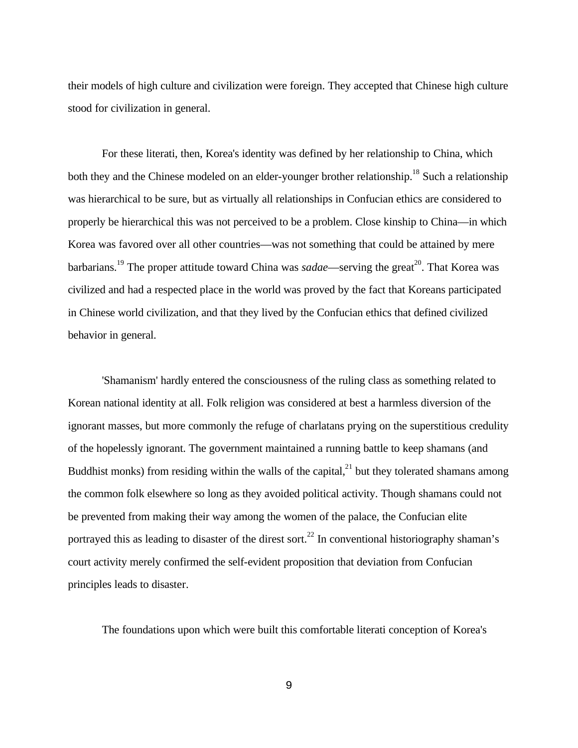their models of high culture and civilization were foreign. They accepted that Chinese high culture stood for civilization in general.

For these literati, then, Korea's identity was defined by her relationship to China, which both they and the Chinese modeled on an elder-younger brother relationship.[18] Such a relationship was hierarchical to be sure, but as virtually all relationships in Confucian ethics are considered to properly be hierarchical this was not perceived to be a problem. Close kinship to China—in which Korea was favored over all other countries—was not something that could be attained by mere barbarians.[19] The proper attitude toward China was *sadae*—serving the great[20]. That Korea was civilized and had a respected place in the world was proved by the fact that Koreans participated in Chinese world civilization, and that they lived by the Confucian ethics that defined civilized behavior in general.

'Shamanism' hardly entered the consciousness of the ruling class as something related to Korean national identity at all. Folk religion was considered at best a harmless diversion of the ignorant masses, but more commonly the refuge of charlatans prying on the superstitious credulity of the hopelessly ignorant. The government maintained a running battle to keep shamans (and Buddhist monks) from residing within the walls of the capital,[21] but they tolerated shamans among the common folk elsewhere so long as they avoided political activity. Though shamans could not be prevented from making their way among the women of the palace, the Confucian elite portrayed this as leading to disaster of the direst sort.[22] In conventional historiography shaman's court activity merely confirmed the self-evident proposition that deviation from Confucian principles leads to disaster.

The foundations upon which were built this comfortable literati conception of Korea's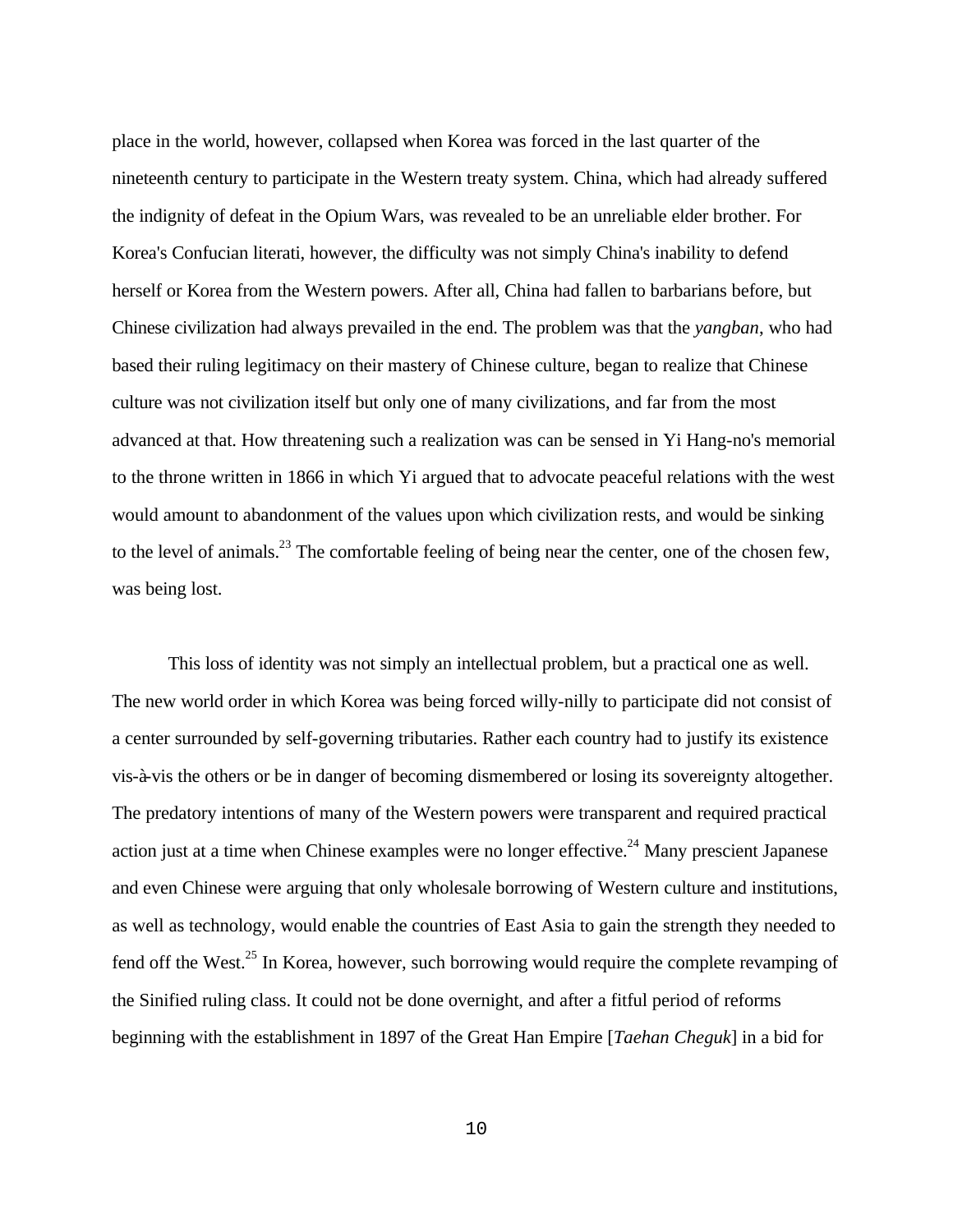place in the world, however, collapsed when Korea was forced in the last quarter of the nineteenth century to participate in the Western treaty system. China, which had already suffered the indignity of defeat in the Opium Wars, was revealed to be an unreliable elder brother. For Korea's Confucian literati, however, the difficulty was not simply China's inability to defend herself or Korea from the Western powers. After all, China had fallen to barbarians before, but Chinese civilization had always prevailed in the end. The problem was that the *yangban*, who had based their ruling legitimacy on their mastery of Chinese culture, began to realize that Chinese culture was not civilization itself but only one of many civilizations, and far from the most advanced at that. How threatening such a realization was can be sensed in Yi Hang-no's memorial to the throne written in 1866 in which Yi argued that to advocate peaceful relations with the west would amount to abandonment of the values upon which civilization rests, and would be sinking to the level of animals.[23] The comfortable feeling of being near the center, one of the chosen few, was being lost.

This loss of identity was not simply an intellectual problem, but a practical one as well. The new world order in which Korea was being forced willy-nilly to participate did not consist of a center surrounded by self-governing tributaries. Rather each country had to justify its existence vis-à-vis the others or be in danger of becoming dismembered or losing its sovereignty altogether. The predatory intentions of many of the Western powers were transparent and required practical action just at a time when Chinese examples were no longer effective.[24] Many prescient Japanese and even Chinese were arguing that only wholesale borrowing of Western culture and institutions, as well as technology, would enable the countries of East Asia to gain the strength they needed to fend off the West.[25] In Korea, however, such borrowing would require the complete revamping of the Sinified ruling class. It could not be done overnight, and after a fitful period of reforms beginning with the establishment in 1897 of the Great Han Empire [*Taehan Cheguk*] in a bid for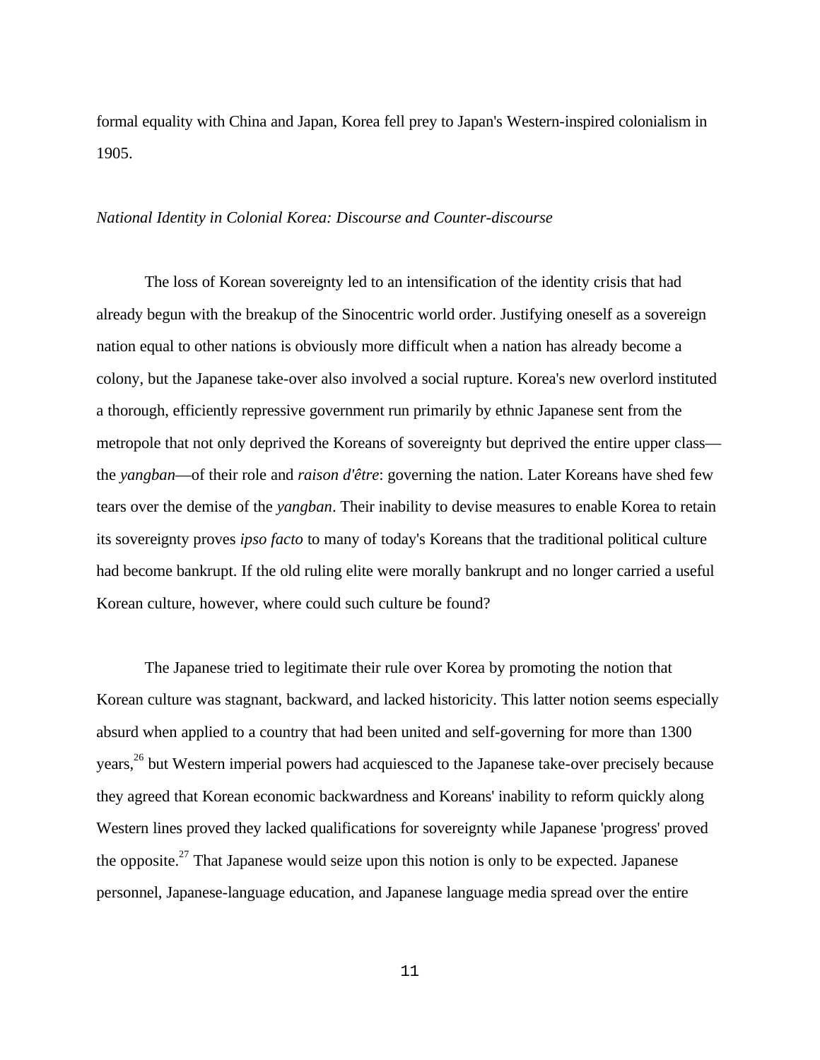formal equality with China and Japan, Korea fell prey to Japan's Western-inspired colonialism in 1905.

### *National Identity in Colonial Korea: Discourse and Counter-discourse*

The loss of Korean sovereignty led to an intensification of the identity crisis that had already begun with the breakup of the Sinocentric world order. Justifying oneself as a sovereign nation equal to other nations is obviously more difficult when a nation has already become a colony, but the Japanese take-over also involved a social rupture. Korea's new overlord instituted a thorough, efficiently repressive government run primarily by ethnic Japanese sent from the metropole that not only deprived the Koreans of sovereignty but deprived the entire upper class—the *yangban*—of their role and *raison d'être*: governing the nation. Later Koreans have shed few tears over the demise of the *yangban*. Their inability to devise measures to enable Korea to retain its sovereignty proves *ipso facto* to many of today's Koreans that the traditional political culture had become bankrupt. If the old ruling elite were morally bankrupt and no longer carried a useful Korean culture, however, where could such culture be found?

The Japanese tried to legitimate their rule over Korea by promoting the notion that Korean culture was stagnant, backward, and lacked historicity. This latter notion seems especially absurd when applied to a country that had been united and self-governing for more than 1300 years,[26] but Western imperial powers had acquiesced to the Japanese take-over precisely because they agreed that Korean economic backwardness and Koreans' inability to reform quickly along Western lines proved they lacked qualifications for sovereignty while Japanese 'progress' proved the opposite.[27] That Japanese would seize upon this notion is only to be expected. Japanese personnel, Japanese-language education, and Japanese language media spread over the entire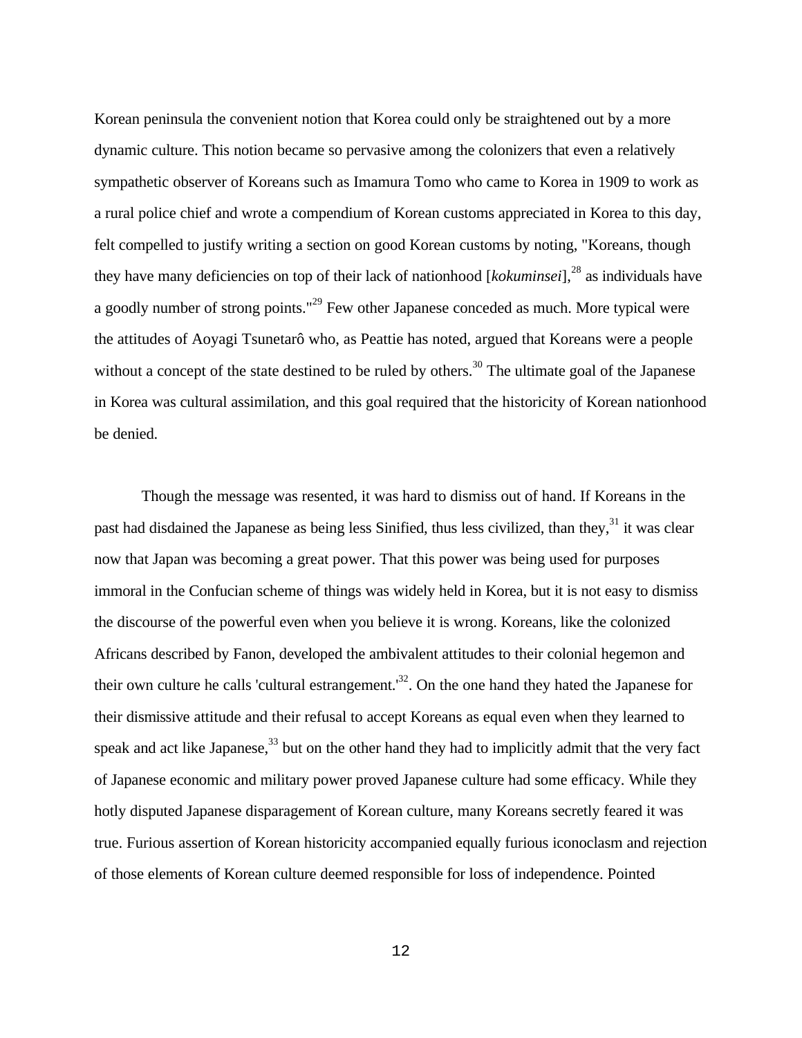Korean peninsula the convenient notion that Korea could only be straightened out by a more dynamic culture. This notion became so pervasive among the colonizers that even a relatively sympathetic observer of Koreans such as Imamura Tomo who came to Korea in 1909 to work as a rural police chief and wrote a compendium of Korean customs appreciated in Korea to this day, felt compelled to justify writing a section on good Korean customs by noting, "Koreans, though they have many deficiencies on top of their lack of nationhood [*kokuminsei*],[28] as individuals have a goodly number of strong points."[29] Few other Japanese conceded as much. More typical were the attitudes of Aoyagi Tsunetarô who, as Peattie has noted, argued that Koreans were a people without a concept of the state destined to be ruled by others.[30] The ultimate goal of the Japanese in Korea was cultural assimilation, and this goal required that the historicity of Korean nationhood be denied.

Though the message was resented, it was hard to dismiss out of hand. If Koreans in the past had disdained the Japanese as being less Sinified, thus less civilized, than they,[31] it was clear now that Japan was becoming a great power. That this power was being used for purposes immoral in the Confucian scheme of things was widely held in Korea, but it is not easy to dismiss the discourse of the powerful even when you believe it is wrong. Koreans, like the colonized Africans described by Fanon, developed the ambivalent attitudes to their colonial hegemon and their own culture he calls 'cultural estrangement.'[32]. On the one hand they hated the Japanese for their dismissive attitude and their refusal to accept Koreans as equal even when they learned to speak and act like Japanese,[33] but on the other hand they had to implicitly admit that the very fact of Japanese economic and military power proved Japanese culture had some efficacy. While they hotly disputed Japanese disparagement of Korean culture, many Koreans secretly feared it was true. Furious assertion of Korean historicity accompanied equally furious iconoclasm and rejection of those elements of Korean culture deemed responsible for loss of independence. Pointed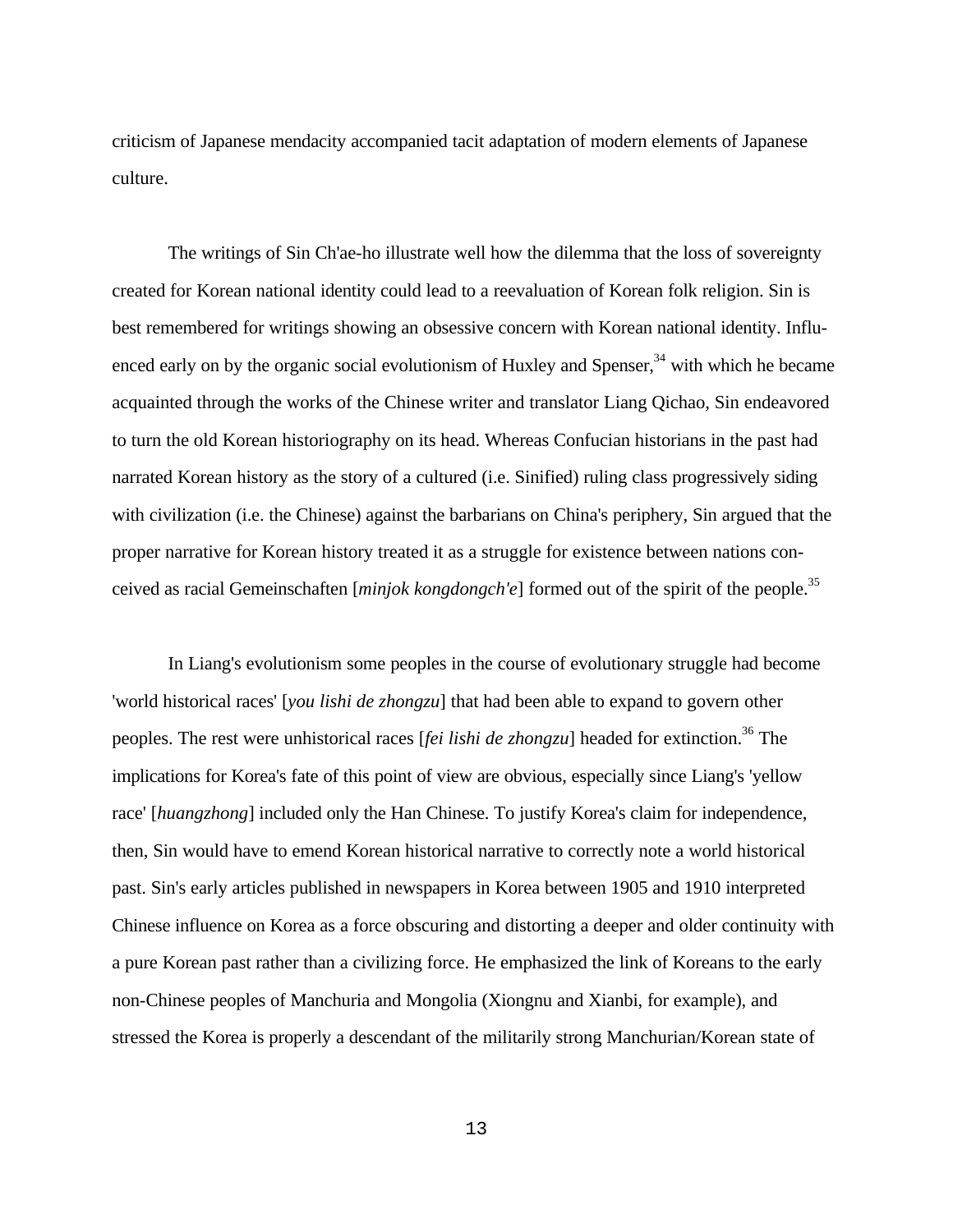criticism of Japanese mendacity accompanied tacit adaptation of modern elements of Japanese culture.

The writings of Sin Ch'ae-ho illustrate well how the dilemma that the loss of sovereignty created for Korean national identity could lead to a reevaluation of Korean folk religion. Sin is best remembered for writings showing an obsessive concern with Korean national identity. Influenced early on by the organic social evolutionism of Huxley and Spenser,[34] with which he became acquainted through the works of the Chinese writer and translator Liang Qichao, Sin endeavored to turn the old Korean historiography on its head. Whereas Confucian historians in the past had narrated Korean history as the story of a cultured (i.e. Sinified) ruling class progressively siding with civilization (i.e. the Chinese) against the barbarians on China's periphery, Sin argued that the proper narrative for Korean history treated it as a struggle for existence between nations conceived as racial Gemeinschaften [*minjok kongdongch'e*] formed out of the spirit of the people.[35]

In Liang's evolutionism some peoples in the course of evolutionary struggle had become 'world historical races' [*you lishi de zhongzu*] that had been able to expand to govern other peoples. The rest were unhistorical races [*fei lishi de zhongzu*] headed for extinction.[36] The implications for Korea's fate of this point of view are obvious, especially since Liang's 'yellow race' [*huangzhong*] included only the Han Chinese. To justify Korea's claim for independence, then, Sin would have to emend Korean historical narrative to correctly note a world historical past. Sin's early articles published in newspapers in Korea between 1905 and 1910 interpreted Chinese influence on Korea as a force obscuring and distorting a deeper and older continuity with a pure Korean past rather than a civilizing force. He emphasized the link of Koreans to the early non-Chinese peoples of Manchuria and Mongolia (Xiongnu and Xianbi, for example), and stressed the Korea is properly a descendant of the militarily strong Manchurian/Korean state of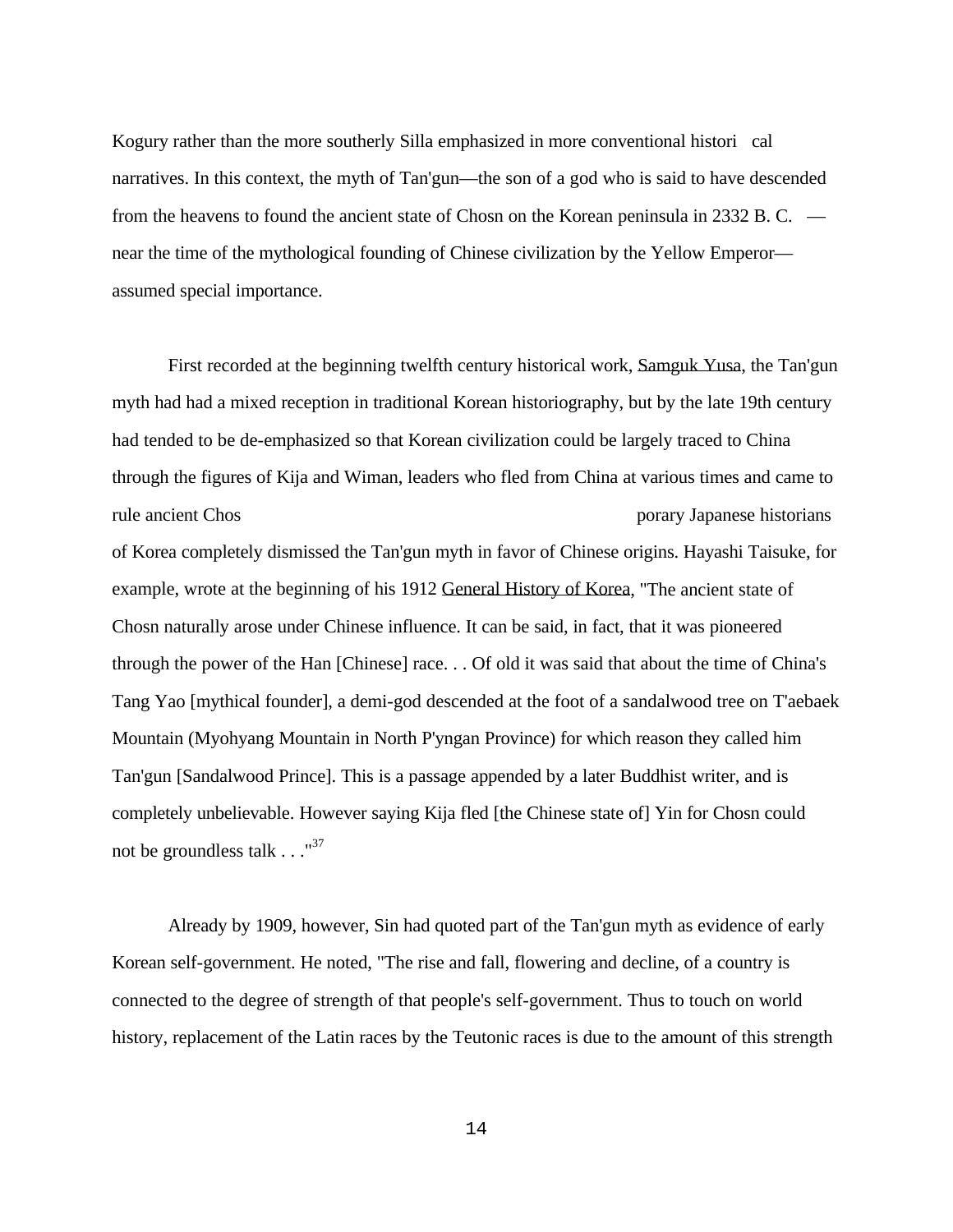Kogury rather than the more southerly Silla emphasized in more conventional histori cal narratives. In this context, the myth of Tan'gun—the son of a god who is said to have descended from the heavens to found the ancient state of Chosn on the Korean peninsula in 2332 B. C. —near the time of the mythological founding of Chinese civilization by the Yellow Emperor—assumed special importance.

First recorded at the beginning twelfth century historical work, Samguk Yusa, the Tan'gun myth had had a mixed reception in traditional Korean historiography, but by the late 19th century had tended to be de-emphasized so that Korean civilization could be largely traced to China through the figures of Kija and Wiman, leaders who fled from China at various times and came to rule ancient Chos porary Japanese historians of Korea completely dismissed the Tan'gun myth in favor of Chinese origins. Hayashi Taisuke, for example, wrote at the beginning of his 1912 General History of Korea, "The ancient state of Chosn naturally arose under Chinese influence. It can be said, in fact, that it was pioneered through the power of the Han [Chinese] race. . . Of old it was said that about the time of China's Tang Yao [mythical founder], a demi-god descended at the foot of a sandalwood tree on T'aebaek Mountain (Myohyang Mountain in North P'yngan Province) for which reason they called him Tan'gun [Sandalwood Prince]. This is a passage appended by a later Buddhist writer, and is completely unbelievable. However saying Kija fled [the Chinese state of] Yin for Chosn could not be groundless talk . . ."[37]

Already by 1909, however, Sin had quoted part of the Tan'gun myth as evidence of early Korean self-government. He noted, "The rise and fall, flowering and decline, of a country is connected to the degree of strength of that people's self-government. Thus to touch on world history, replacement of the Latin races by the Teutonic races is due to the amount of this strength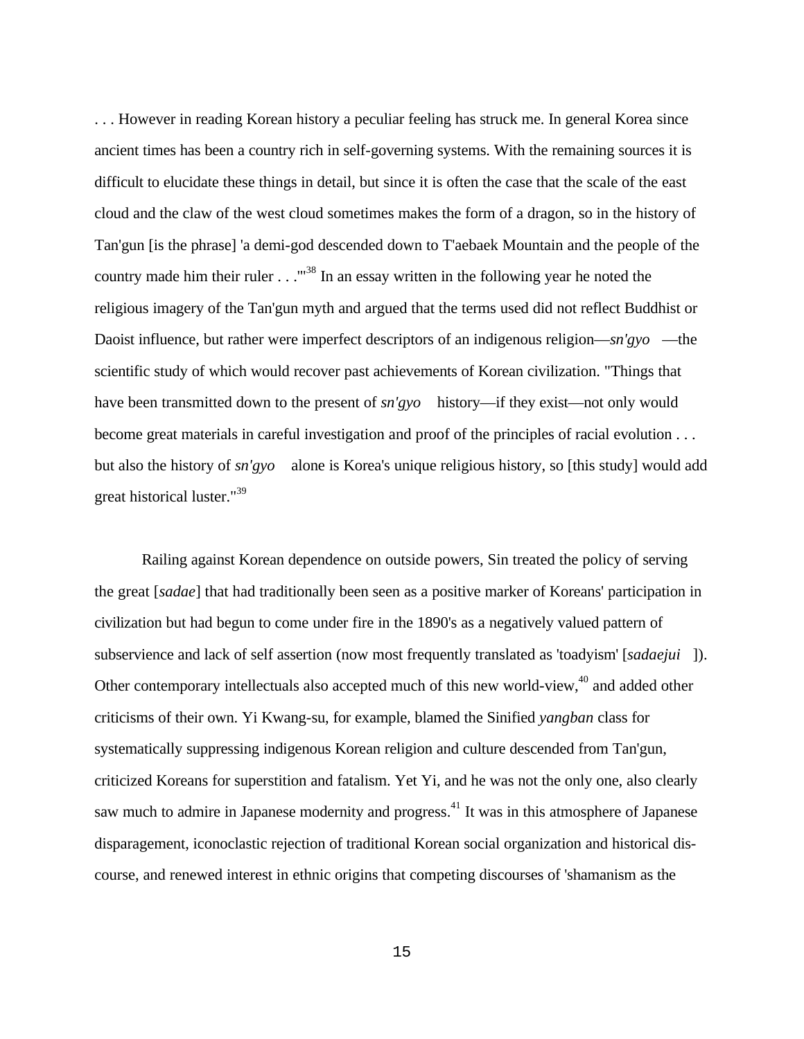. . . However in reading Korean history a peculiar feeling has struck me. In general Korea since ancient times has been a country rich in self-governing systems. With the remaining sources it is difficult to elucidate these things in detail, but since it is often the case that the scale of the east cloud and the claw of the west cloud sometimes makes the form of a dragon, so in the history of Tan'gun [is the phrase] 'a demi-god descended down to T'aebaek Mountain and the people of the country made him their ruler . . .'"[38] In an essay written in the following year he noted the religious imagery of the Tan'gun myth and argued that the terms used did not reflect Buddhist or Daoist influence, but rather were imperfect descriptors of an indigenous religion—*sn'gyo* —the scientific study of which would recover past achievements of Korean civilization. "Things that have been transmitted down to the present of *sn'gyo* history—if they exist—not only would become great materials in careful investigation and proof of the principles of racial evolution . . . but also the history of *sn'gyo* alone is Korea's unique religious history, so [this study] would add great historical luster."[39]

Railing against Korean dependence on outside powers, Sin treated the policy of serving the great [*sadae*] that had traditionally been seen as a positive marker of Koreans' participation in civilization but had begun to come under fire in the 1890's as a negatively valued pattern of subservience and lack of self assertion (now most frequently translated as 'toadyism' [*sadaejui* ]). Other contemporary intellectuals also accepted much of this new world-view,[40] and added other criticisms of their own. Yi Kwang-su, for example, blamed the Sinified *yangban* class for systematically suppressing indigenous Korean religion and culture descended from Tan'gun, criticized Koreans for superstition and fatalism. Yet Yi, and he was not the only one, also clearly saw much to admire in Japanese modernity and progress.[41] It was in this atmosphere of Japanese disparagement, iconoclastic rejection of traditional Korean social organization and historical discourse, and renewed interest in ethnic origins that competing discourses of 'shamanism as the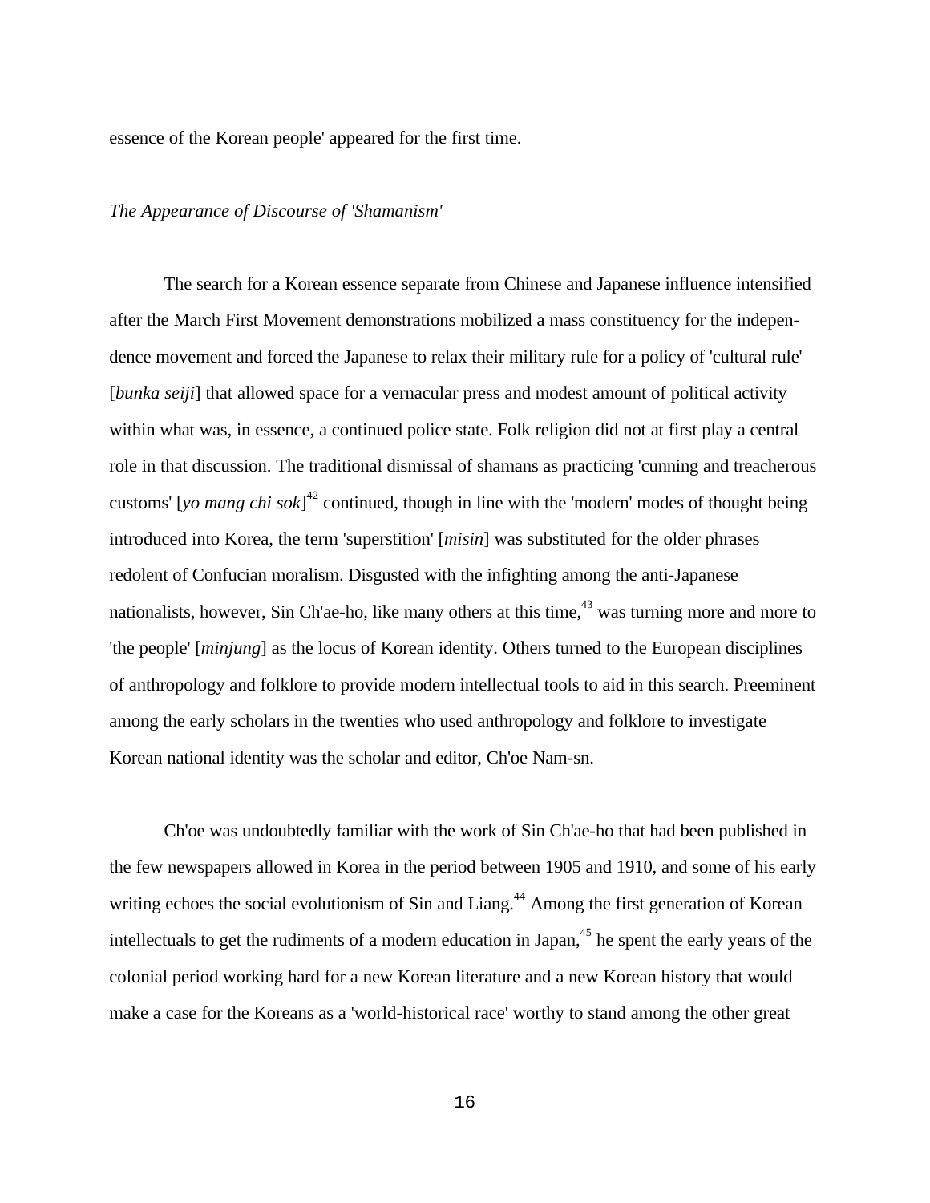essence of the Korean people' appeared for the first time.

*The Appearance of Discourse of 'Shamanism'*

The search for a Korean essence separate from Chinese and Japanese influence intensified after the March First Movement demonstrations mobilized a mass constituency for the independence movement and forced the Japanese to relax their military rule for a policy of 'cultural rule' [*bunka seiji*] that allowed space for a vernacular press and modest amount of political activity within what was, in essence, a continued police state. Folk religion did not at first play a central role in that discussion. The traditional dismissal of shamans as practicing 'cunning and treacherous customs' [*yo mang chi sok*][42] continued, though in line with the 'modern' modes of thought being introduced into Korea, the term 'superstition' [*misin*] was substituted for the older phrases redolent of Confucian moralism. Disgusted with the infighting among the anti-Japanese nationalists, however, Sin Ch'ae-ho, like many others at this time,[43] was turning more and more to 'the people' [*minjung*] as the locus of Korean identity. Others turned to the European disciplines of anthropology and folklore to provide modern intellectual tools to aid in this search. Preeminent among the early scholars in the twenties who used anthropology and folklore to investigate Korean national identity was the scholar and editor, Ch'oe Nam-sn.

Ch'oe was undoubtedly familiar with the work of Sin Ch'ae-ho that had been published in the few newspapers allowed in Korea in the period between 1905 and 1910, and some of his early writing echoes the social evolutionism of Sin and Liang.[44] Among the first generation of Korean intellectuals to get the rudiments of a modern education in Japan,[45] he spent the early years of the colonial period working hard for a new Korean literature and a new Korean history that would make a case for the Koreans as a 'world-historical race' worthy to stand among the other great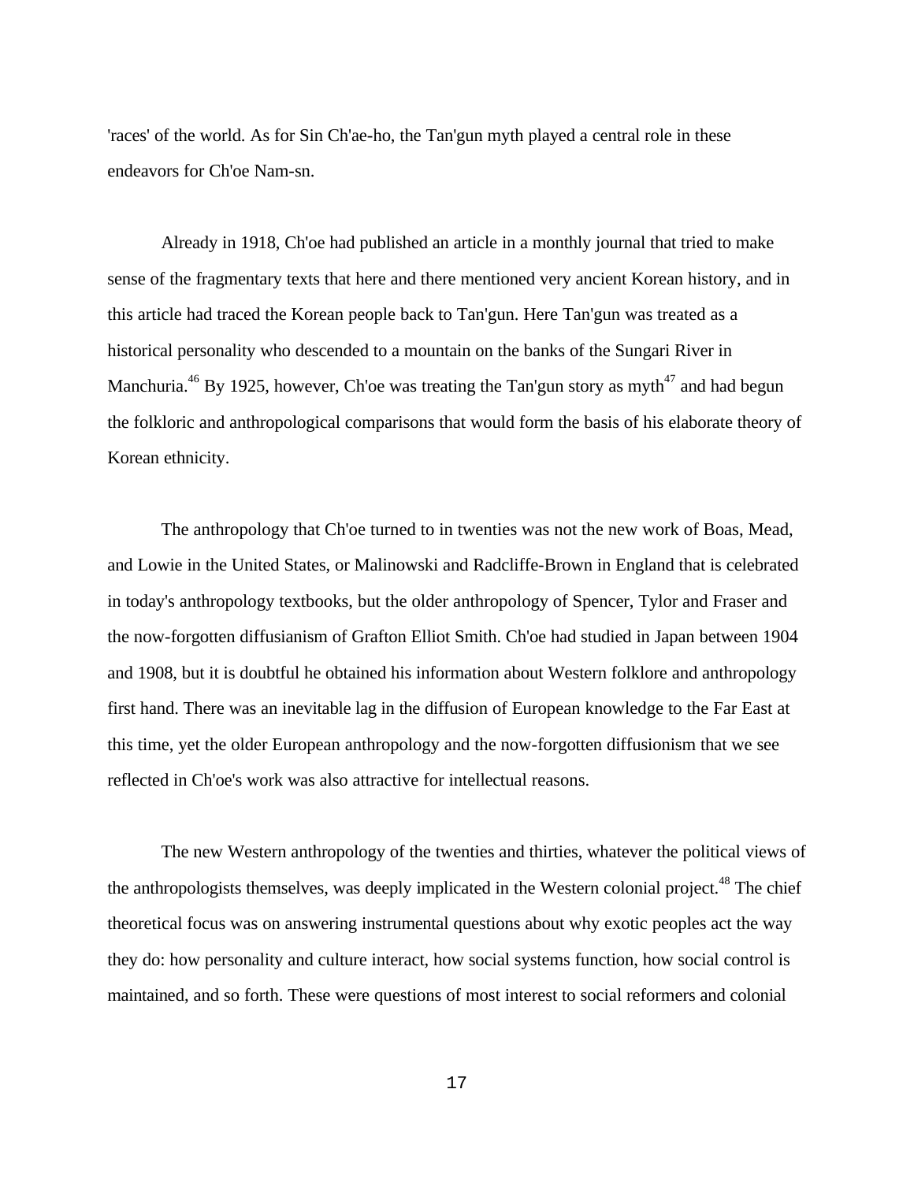'races' of the world. As for Sin Ch'ae-ho, the Tan'gun myth played a central role in these endeavors for Ch'oe Nam-sn.

Already in 1918, Ch'oe had published an article in a monthly journal that tried to make sense of the fragmentary texts that here and there mentioned very ancient Korean history, and in this article had traced the Korean people back to Tan'gun. Here Tan'gun was treated as a historical personality who descended to a mountain on the banks of the Sungari River in Manchuria.[46] By 1925, however, Ch'oe was treating the Tan'gun story as myth[47] and had begun the folkloric and anthropological comparisons that would form the basis of his elaborate theory of Korean ethnicity.

The anthropology that Ch'oe turned to in twenties was not the new work of Boas, Mead, and Lowie in the United States, or Malinowski and Radcliffe-Brown in England that is celebrated in today's anthropology textbooks, but the older anthropology of Spencer, Tylor and Fraser and the now-forgotten diffusianism of Grafton Elliot Smith. Ch'oe had studied in Japan between 1904 and 1908, but it is doubtful he obtained his information about Western folklore and anthropology first hand. There was an inevitable lag in the diffusion of European knowledge to the Far East at this time, yet the older European anthropology and the now-forgotten diffusionism that we see reflected in Ch'oe's work was also attractive for intellectual reasons.

The new Western anthropology of the twenties and thirties, whatever the political views of the anthropologists themselves, was deeply implicated in the Western colonial project.[48] The chief theoretical focus was on answering instrumental questions about why exotic peoples act the way they do: how personality and culture interact, how social systems function, how social control is maintained, and so forth. These were questions of most interest to social reformers and colonial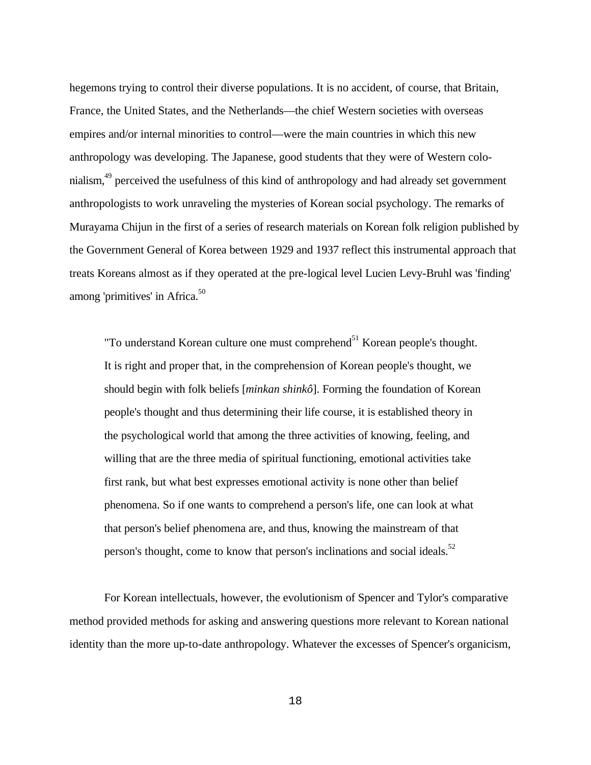hegemons trying to control their diverse populations. It is no accident, of course, that Britain, France, the United States, and the Netherlands—the chief Western societies with overseas empires and/or internal minorities to control—were the main countries in which this new anthropology was developing. The Japanese, good students that they were of Western colonialism,[49] perceived the usefulness of this kind of anthropology and had already set government anthropologists to work unraveling the mysteries of Korean social psychology. The remarks of Murayama Chijun in the first of a series of research materials on Korean folk religion published by the Government General of Korea between 1929 and 1937 reflect this instrumental approach that treats Koreans almost as if they operated at the pre-logical level Lucien Levy-Bruhl was 'finding' among 'primitives' in Africa.[50]

> "To understand Korean culture one must comprehend[51] Korean people's thought. It is right and proper that, in the comprehension of Korean people's thought, we should begin with folk beliefs [*minkan shinkô*]. Forming the foundation of Korean people's thought and thus determining their life course, it is established theory in the psychological world that among the three activities of knowing, feeling, and willing that are the three media of spiritual functioning, emotional activities take first rank, but what best expresses emotional activity is none other than belief phenomena. So if one wants to comprehend a person's life, one can look at what that person's belief phenomena are, and thus, knowing the mainstream of that person's thought, come to know that person's inclinations and social ideals.[52]

For Korean intellectuals, however, the evolutionism of Spencer and Tylor's comparative method provided methods for asking and answering questions more relevant to Korean national identity than the more up-to-date anthropology. Whatever the excesses of Spencer's organicism,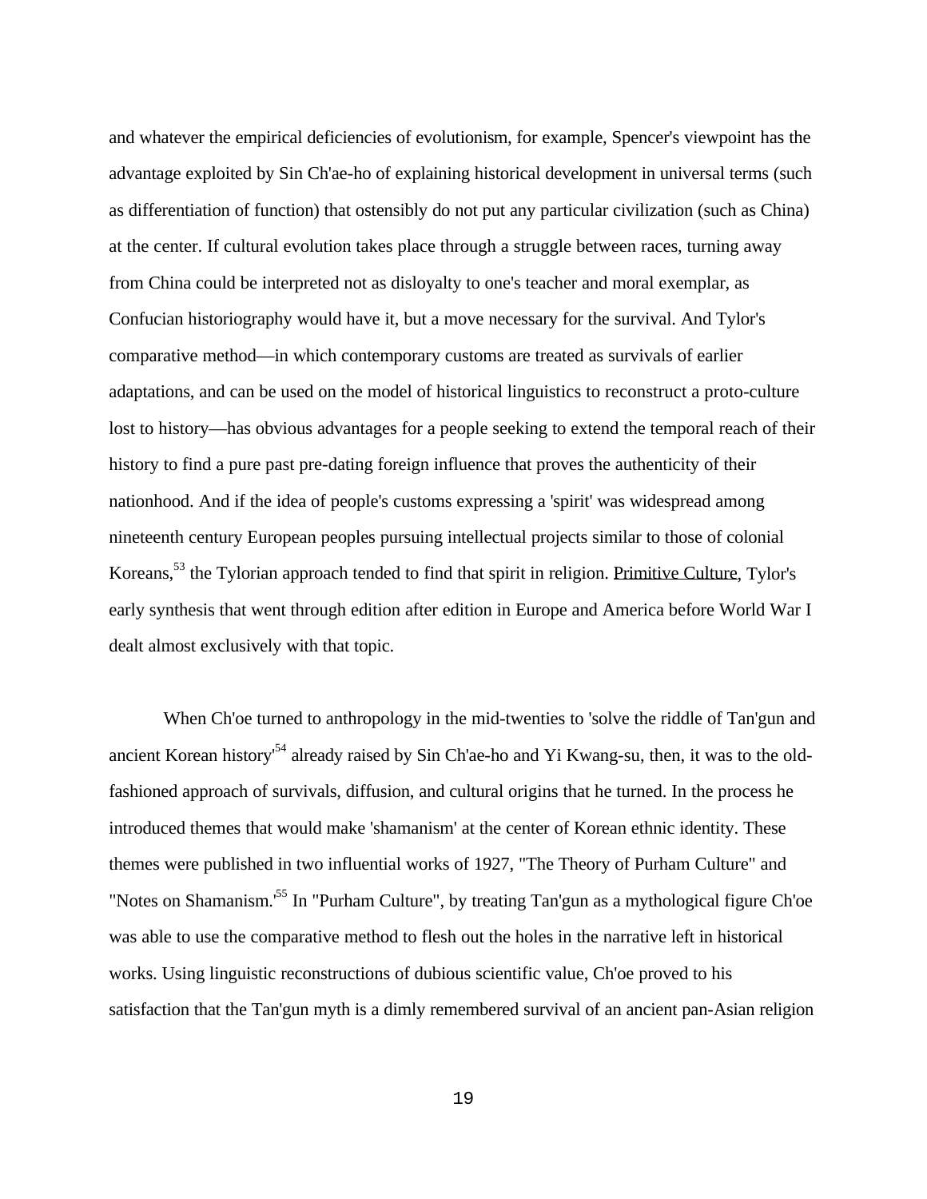and whatever the empirical deficiencies of evolutionism, for example, Spencer's viewpoint has the advantage exploited by Sin Ch'ae-ho of explaining historical development in universal terms (such as differentiation of function) that ostensibly do not put any particular civilization (such as China) at the center. If cultural evolution takes place through a struggle between races, turning away from China could be interpreted not as disloyalty to one's teacher and moral exemplar, as Confucian historiography would have it, but a move necessary for the survival. And Tylor's comparative method—in which contemporary customs are treated as survivals of earlier adaptations, and can be used on the model of historical linguistics to reconstruct a proto-culture lost to history—has obvious advantages for a people seeking to extend the temporal reach of their history to find a pure past pre-dating foreign influence that proves the authenticity of their nationhood. And if the idea of people's customs expressing a 'spirit' was widespread among nineteenth century European peoples pursuing intellectual projects similar to those of colonial Koreans,[53] the Tylorian approach tended to find that spirit in religion. Primitive Culture, Tylor's early synthesis that went through edition after edition in Europe and America before World War I dealt almost exclusively with that topic.

When Ch'oe turned to anthropology in the mid-twenties to 'solve the riddle of Tan'gun and ancient Korean history'[54] already raised by Sin Ch'ae-ho and Yi Kwang-su, then, it was to the old-fashioned approach of survivals, diffusion, and cultural origins that he turned. In the process he introduced themes that would make 'shamanism' at the center of Korean ethnic identity. These themes were published in two influential works of 1927, "The Theory of Purham Culture" and "Notes on Shamanism.'[55] In "Purham Culture", by treating Tan'gun as a mythological figure Ch'oe was able to use the comparative method to flesh out the holes in the narrative left in historical works. Using linguistic reconstructions of dubious scientific value, Ch'oe proved to his satisfaction that the Tan'gun myth is a dimly remembered survival of an ancient pan-Asian religion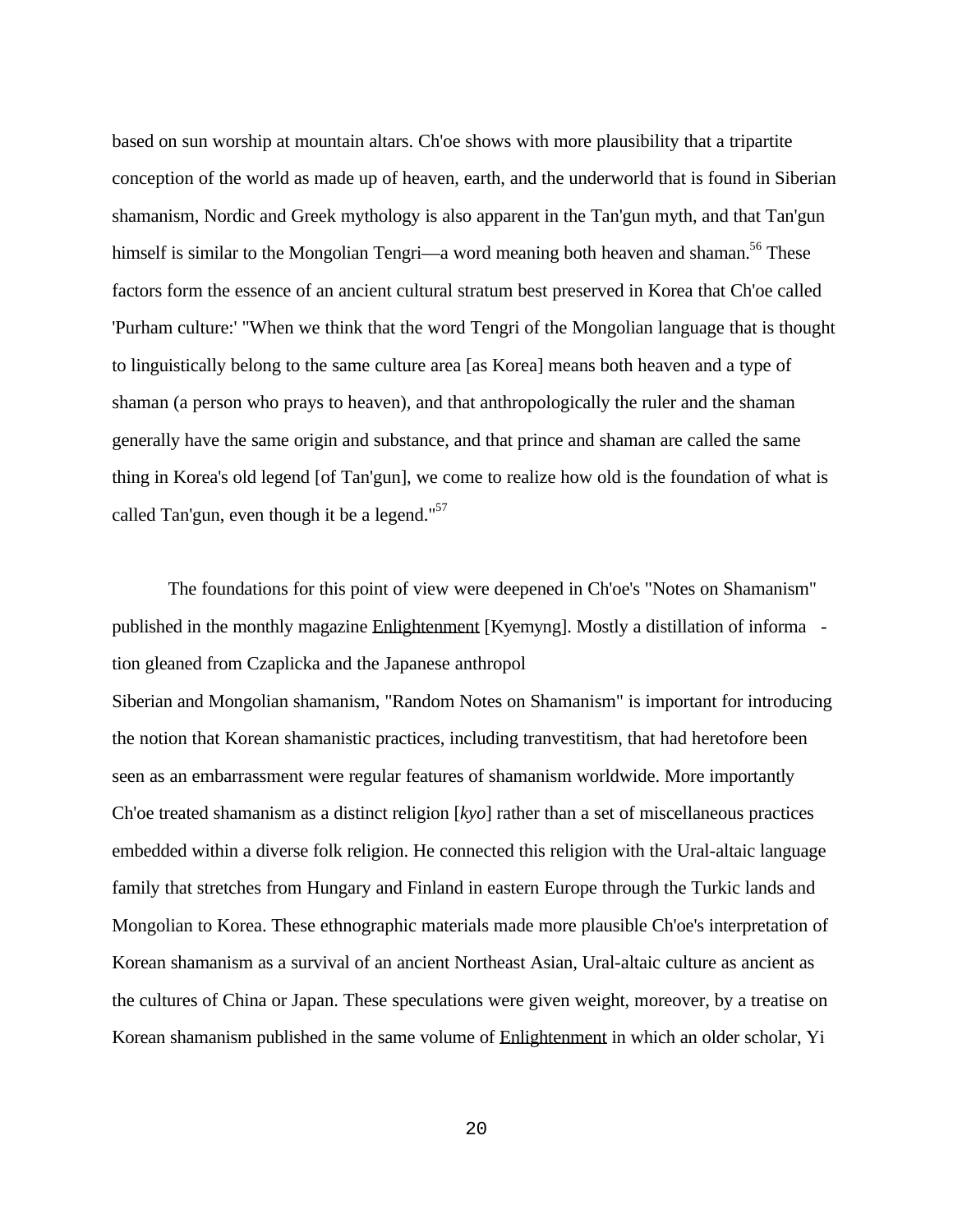based on sun worship at mountain altars. Ch'oe shows with more plausibility that a tripartite conception of the world as made up of heaven, earth, and the underworld that is found in Siberian shamanism, Nordic and Greek mythology is also apparent in the Tan'gun myth, and that Tan'gun himself is similar to the Mongolian Tengri—a word meaning both heaven and shaman.[56] These factors form the essence of an ancient cultural stratum best preserved in Korea that Ch'oe called 'Purham culture:' "When we think that the word Tengri of the Mongolian language that is thought to linguistically belong to the same culture area [as Korea] means both heaven and a type of shaman (a person who prays to heaven), and that anthropologically the ruler and the shaman generally have the same origin and substance, and that prince and shaman are called the same thing in Korea's old legend [of Tan'gun], we come to realize how old is the foundation of what is called Tan'gun, even though it be a legend."[57]

The foundations for this point of view were deepened in Ch'oe's "Notes on Shamanism" published in the monthly magazine Enlightenment [Kyemyng]. Mostly a distillation of informa - tion gleaned from Czaplicka and the Japanese anthropol

Siberian and Mongolian shamanism, "Random Notes on Shamanism" is important for introducing the notion that Korean shamanistic practices, including tranvestitism, that had heretofore been seen as an embarrassment were regular features of shamanism worldwide. More importantly Ch'oe treated shamanism as a distinct religion [*kyo*] rather than a set of miscellaneous practices embedded within a diverse folk religion. He connected this religion with the Ural-altaic language family that stretches from Hungary and Finland in eastern Europe through the Turkic lands and Mongolian to Korea. These ethnographic materials made more plausible Ch'oe's interpretation of Korean shamanism as a survival of an ancient Northeast Asian, Ural-altaic culture as ancient as the cultures of China or Japan. These speculations were given weight, moreover, by a treatise on Korean shamanism published in the same volume of Enlightenment in which an older scholar, Yi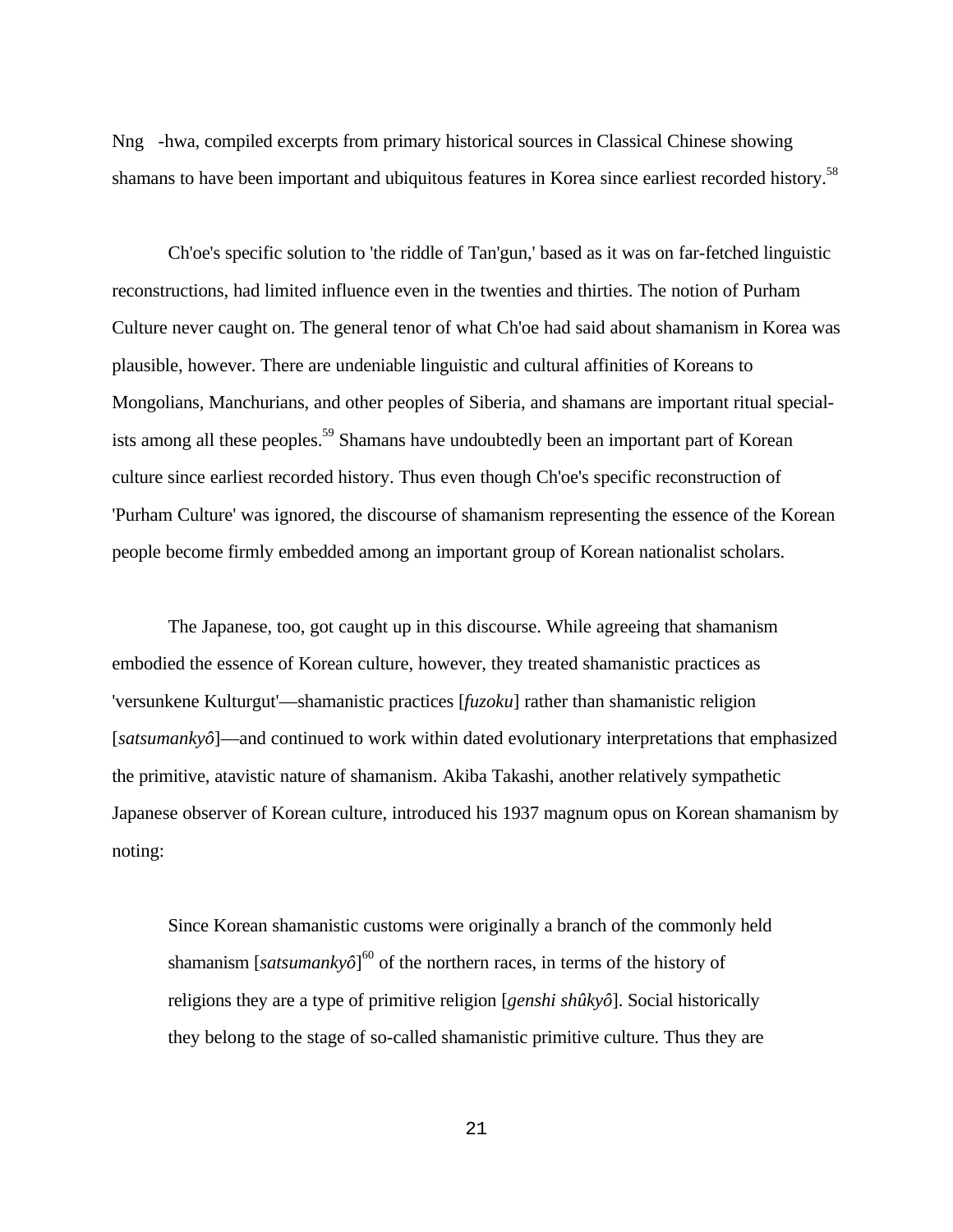Nng -hwa, compiled excerpts from primary historical sources in Classical Chinese showing shamans to have been important and ubiquitous features in Korea since earliest recorded history.[58]

Ch'oe's specific solution to 'the riddle of Tan'gun,' based as it was on far-fetched linguistic reconstructions, had limited influence even in the twenties and thirties. The notion of Purham Culture never caught on. The general tenor of what Ch'oe had said about shamanism in Korea was plausible, however. There are undeniable linguistic and cultural affinities of Koreans to Mongolians, Manchurians, and other peoples of Siberia, and shamans are important ritual specialists among all these peoples.[59] Shamans have undoubtedly been an important part of Korean culture since earliest recorded history. Thus even though Ch'oe's specific reconstruction of 'Purham Culture' was ignored, the discourse of shamanism representing the essence of the Korean people become firmly embedded among an important group of Korean nationalist scholars.

The Japanese, too, got caught up in this discourse. While agreeing that shamanism embodied the essence of Korean culture, however, they treated shamanistic practices as 'versunkene Kulturgut'—shamanistic practices [*fuzoku*] rather than shamanistic religion [*satsumankyô*]—and continued to work within dated evolutionary interpretations that emphasized the primitive, atavistic nature of shamanism. Akiba Takashi, another relatively sympathetic Japanese observer of Korean culture, introduced his 1937 magnum opus on Korean shamanism by noting:

> Since Korean shamanistic customs were originally a branch of the commonly held shamanism [*satsumankyô*][60] of the northern races, in terms of the history of religions they are a type of primitive religion [*genshi shûkyô*]. Social historically they belong to the stage of so-called shamanistic primitive culture. Thus they are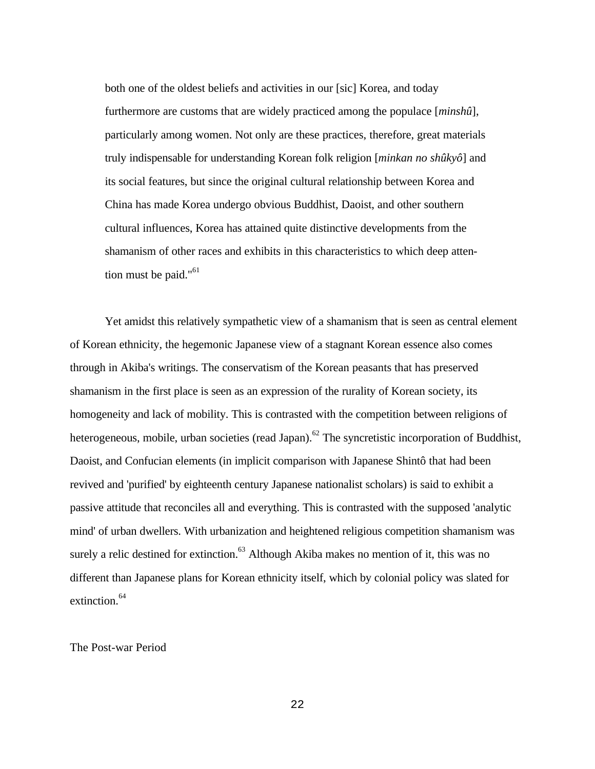> both one of the oldest beliefs and activities in our [sic] Korea, and today furthermore are customs that are widely practiced among the populace [*minshû*], particularly among women. Not only are these practices, therefore, great materials truly indispensable for understanding Korean folk religion [*minkan no shûkyô*] and its social features, but since the original cultural relationship between Korea and China has made Korea undergo obvious Buddhist, Daoist, and other southern cultural influences, Korea has attained quite distinctive developments from the shamanism of other races and exhibits in this characteristics to which deep attention must be paid."[61]

Yet amidst this relatively sympathetic view of a shamanism that is seen as central element of Korean ethnicity, the hegemonic Japanese view of a stagnant Korean essence also comes through in Akiba's writings. The conservatism of the Korean peasants that has preserved shamanism in the first place is seen as an expression of the rurality of Korean society, its homogeneity and lack of mobility. This is contrasted with the competition between religions of heterogeneous, mobile, urban societies (read Japan).[62] The syncretistic incorporation of Buddhist, Daoist, and Confucian elements (in implicit comparison with Japanese Shintô that had been revived and 'purified' by eighteenth century Japanese nationalist scholars) is said to exhibit a passive attitude that reconciles all and everything. This is contrasted with the supposed 'analytic mind' of urban dwellers. With urbanization and heightened religious competition shamanism was surely a relic destined for extinction.[63] Although Akiba makes no mention of it, this was no different than Japanese plans for Korean ethnicity itself, which by colonial policy was slated for extinction.[64]

## The Post-war Period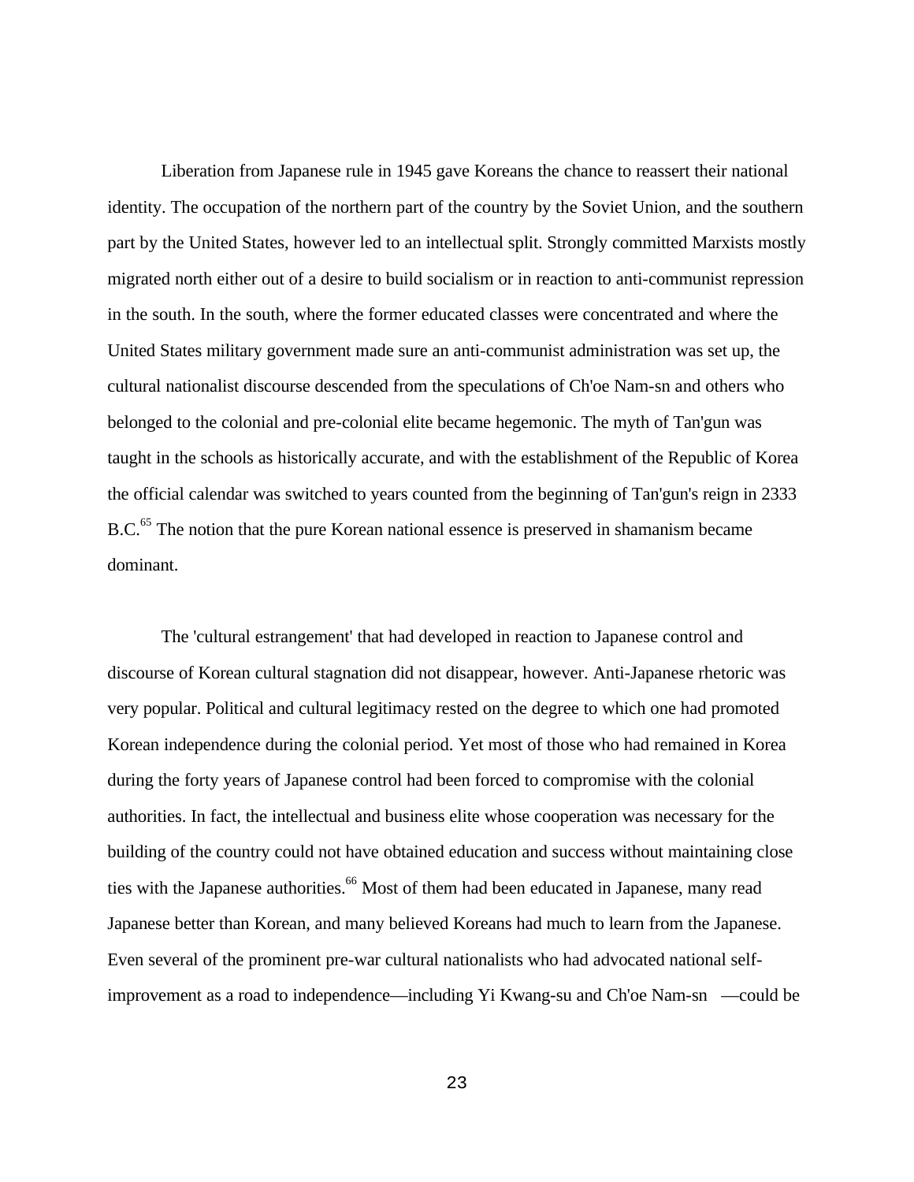Liberation from Japanese rule in 1945 gave Koreans the chance to reassert their national identity. The occupation of the northern part of the country by the Soviet Union, and the southern part by the United States, however led to an intellectual split. Strongly committed Marxists mostly migrated north either out of a desire to build socialism or in reaction to anti-communist repression in the south. In the south, where the former educated classes were concentrated and where the United States military government made sure an anti-communist administration was set up, the cultural nationalist discourse descended from the speculations of Ch'oe Nam-sn and others who belonged to the colonial and pre-colonial elite became hegemonic. The myth of Tan'gun was taught in the schools as historically accurate, and with the establishment of the Republic of Korea the official calendar was switched to years counted from the beginning of Tan'gun's reign in 2333 B.C.[65] The notion that the pure Korean national essence is preserved in shamanism became dominant.

The 'cultural estrangement' that had developed in reaction to Japanese control and discourse of Korean cultural stagnation did not disappear, however. Anti-Japanese rhetoric was very popular. Political and cultural legitimacy rested on the degree to which one had promoted Korean independence during the colonial period. Yet most of those who had remained in Korea during the forty years of Japanese control had been forced to compromise with the colonial authorities. In fact, the intellectual and business elite whose cooperation was necessary for the building of the country could not have obtained education and success without maintaining close ties with the Japanese authorities.[66] Most of them had been educated in Japanese, many read Japanese better than Korean, and many believed Koreans had much to learn from the Japanese. Even several of the prominent pre-war cultural nationalists who had advocated national self-improvement as a road to independence—including Yi Kwang-su and Ch'oe Nam-sn —could be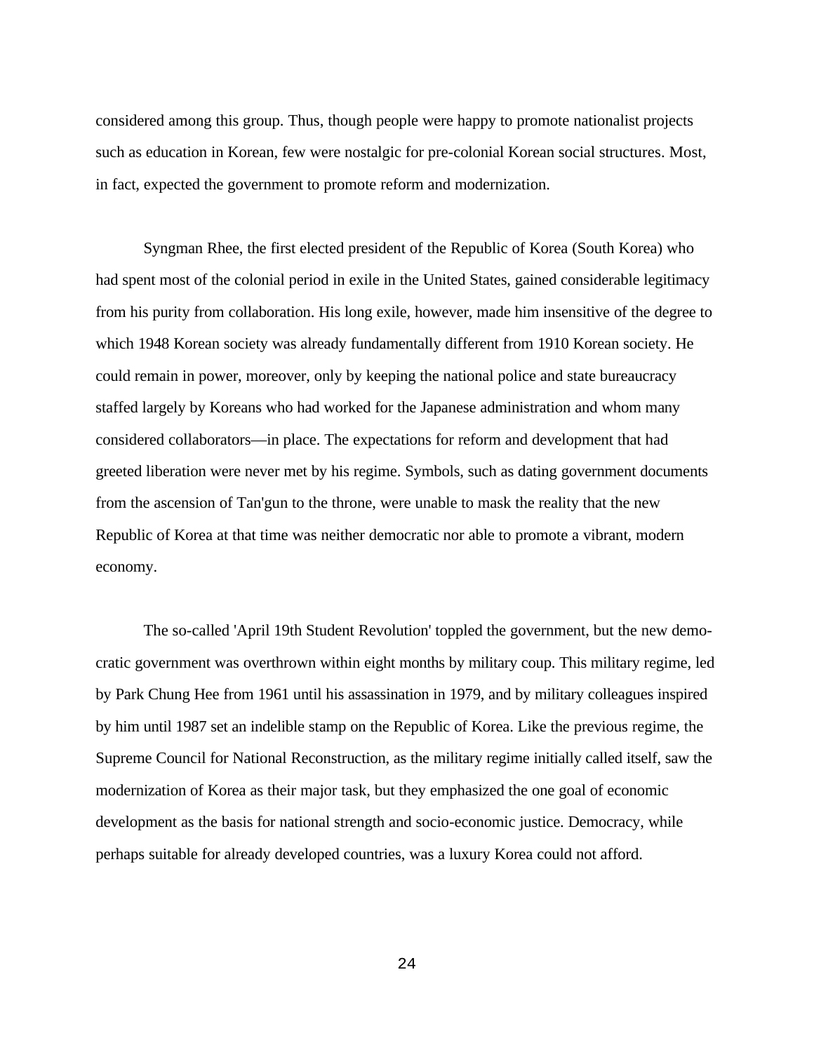considered among this group. Thus, though people were happy to promote nationalist projects such as education in Korean, few were nostalgic for pre-colonial Korean social structures. Most, in fact, expected the government to promote reform and modernization.

Syngman Rhee, the first elected president of the Republic of Korea (South Korea) who had spent most of the colonial period in exile in the United States, gained considerable legitimacy from his purity from collaboration. His long exile, however, made him insensitive of the degree to which 1948 Korean society was already fundamentally different from 1910 Korean society. He could remain in power, moreover, only by keeping the national police and state bureaucracy staffed largely by Koreans who had worked for the Japanese administration and whom many considered collaborators—in place. The expectations for reform and development that had greeted liberation were never met by his regime. Symbols, such as dating government documents from the ascension of Tan'gun to the throne, were unable to mask the reality that the new Republic of Korea at that time was neither democratic nor able to promote a vibrant, modern economy.

The so-called 'April 19th Student Revolution' toppled the government, but the new democratic government was overthrown within eight months by military coup. This military regime, led by Park Chung Hee from 1961 until his assassination in 1979, and by military colleagues inspired by him until 1987 set an indelible stamp on the Republic of Korea. Like the previous regime, the Supreme Council for National Reconstruction, as the military regime initially called itself, saw the modernization of Korea as their major task, but they emphasized the one goal of economic development as the basis for national strength and socio-economic justice. Democracy, while perhaps suitable for already developed countries, was a luxury Korea could not afford.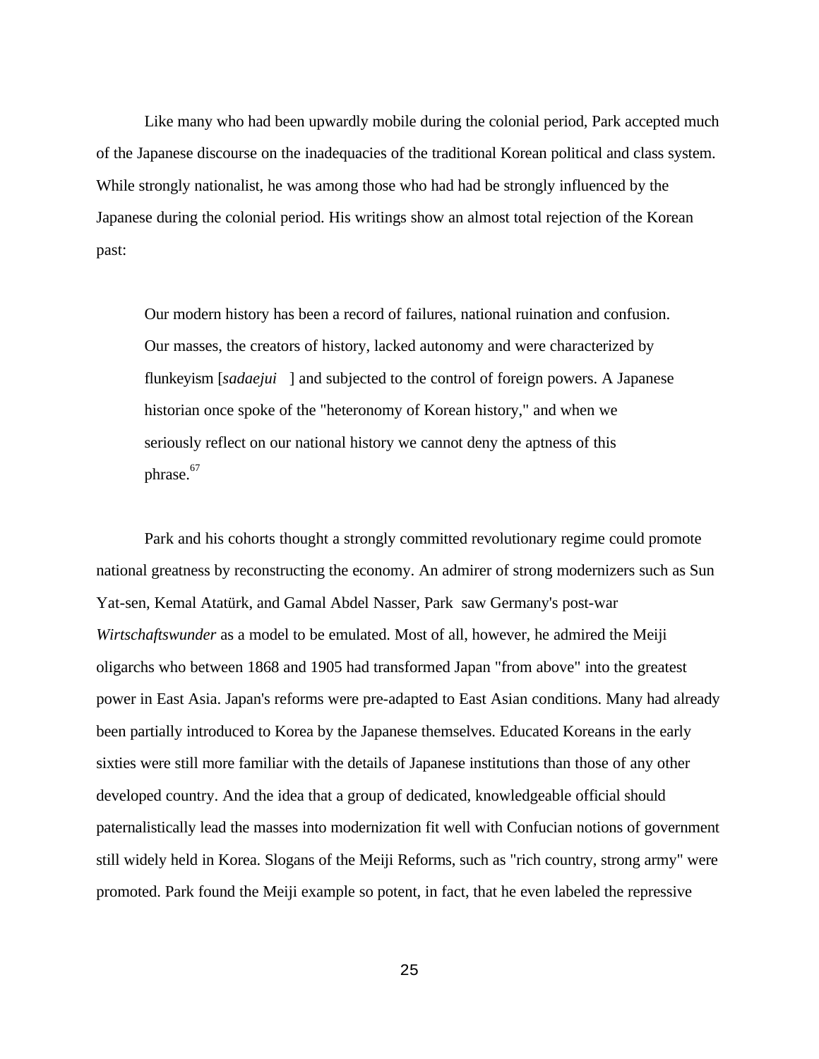Like many who had been upwardly mobile during the colonial period, Park accepted much of the Japanese discourse on the inadequacies of the traditional Korean political and class system. While strongly nationalist, he was among those who had had be strongly influenced by the Japanese during the colonial period. His writings show an almost total rejection of the Korean past:

> Our modern history has been a record of failures, national ruination and confusion. Our masses, the creators of history, lacked autonomy and were characterized by flunkeyism [*sadaejui* ] and subjected to the control of foreign powers. A Japanese historian once spoke of the "heteronomy of Korean history," and when we seriously reflect on our national history we cannot deny the aptness of this phrase.[67]

Park and his cohorts thought a strongly committed revolutionary regime could promote national greatness by reconstructing the economy. An admirer of strong modernizers such as Sun Yat-sen, Kemal Atatürk, and Gamal Abdel Nasser, Park saw Germany's post-war *Wirtschaftswunder* as a model to be emulated. Most of all, however, he admired the Meiji oligarchs who between 1868 and 1905 had transformed Japan "from above" into the greatest power in East Asia. Japan's reforms were pre-adapted to East Asian conditions. Many had already been partially introduced to Korea by the Japanese themselves. Educated Koreans in the early sixties were still more familiar with the details of Japanese institutions than those of any other developed country. And the idea that a group of dedicated, knowledgeable official should paternalistically lead the masses into modernization fit well with Confucian notions of government still widely held in Korea. Slogans of the Meiji Reforms, such as "rich country, strong army" were promoted. Park found the Meiji example so potent, in fact, that he even labeled the repressive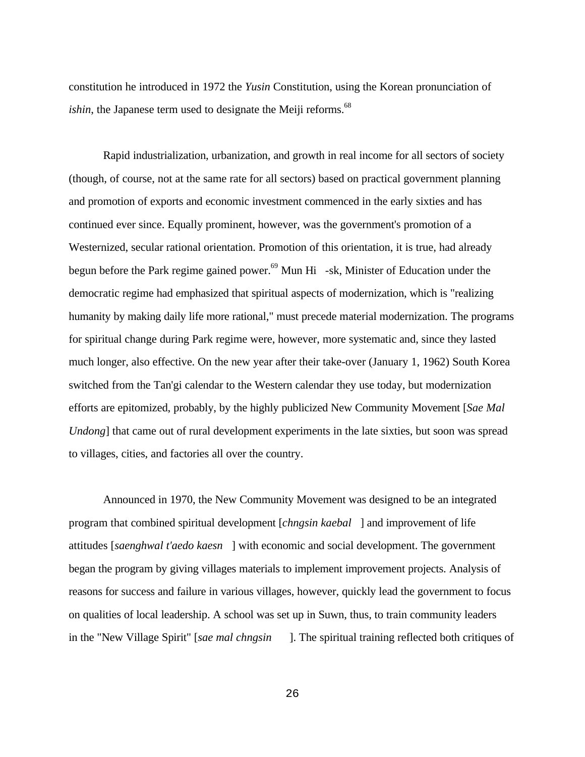constitution he introduced in 1972 the *Yusin* Constitution, using the Korean pronunciation of *ishin*, the Japanese term used to designate the Meiji reforms.[68]

Rapid industrialization, urbanization, and growth in real income for all sectors of society (though, of course, not at the same rate for all sectors) based on practical government planning and promotion of exports and economic investment commenced in the early sixties and has continued ever since. Equally prominent, however, was the government's promotion of a Westernized, secular rational orientation. Promotion of this orientation, it is true, had already begun before the Park regime gained power.[69] Mun Hi -sk, Minister of Education under the democratic regime had emphasized that spiritual aspects of modernization, which is "realizing humanity by making daily life more rational," must precede material modernization. The programs for spiritual change during Park regime were, however, more systematic and, since they lasted much longer, also effective. On the new year after their take-over (January 1, 1962) South Korea switched from the Tan'gi calendar to the Western calendar they use today, but modernization efforts are epitomized, probably, by the highly publicized New Community Movement [*Sae Mal Undong*] that came out of rural development experiments in the late sixties, but soon was spread to villages, cities, and factories all over the country.

Announced in 1970, the New Community Movement was designed to be an integrated program that combined spiritual development [*chngsin kaebal* ] and improvement of life attitudes [*saenghwal t'aedo kaesn* ] with economic and social development. The government began the program by giving villages materials to implement improvement projects. Analysis of reasons for success and failure in various villages, however, quickly lead the government to focus on qualities of local leadership. A school was set up in Suwn, thus, to train community leaders in the "New Village Spirit" [*sae mal chngsin* ]. The spiritual training reflected both critiques of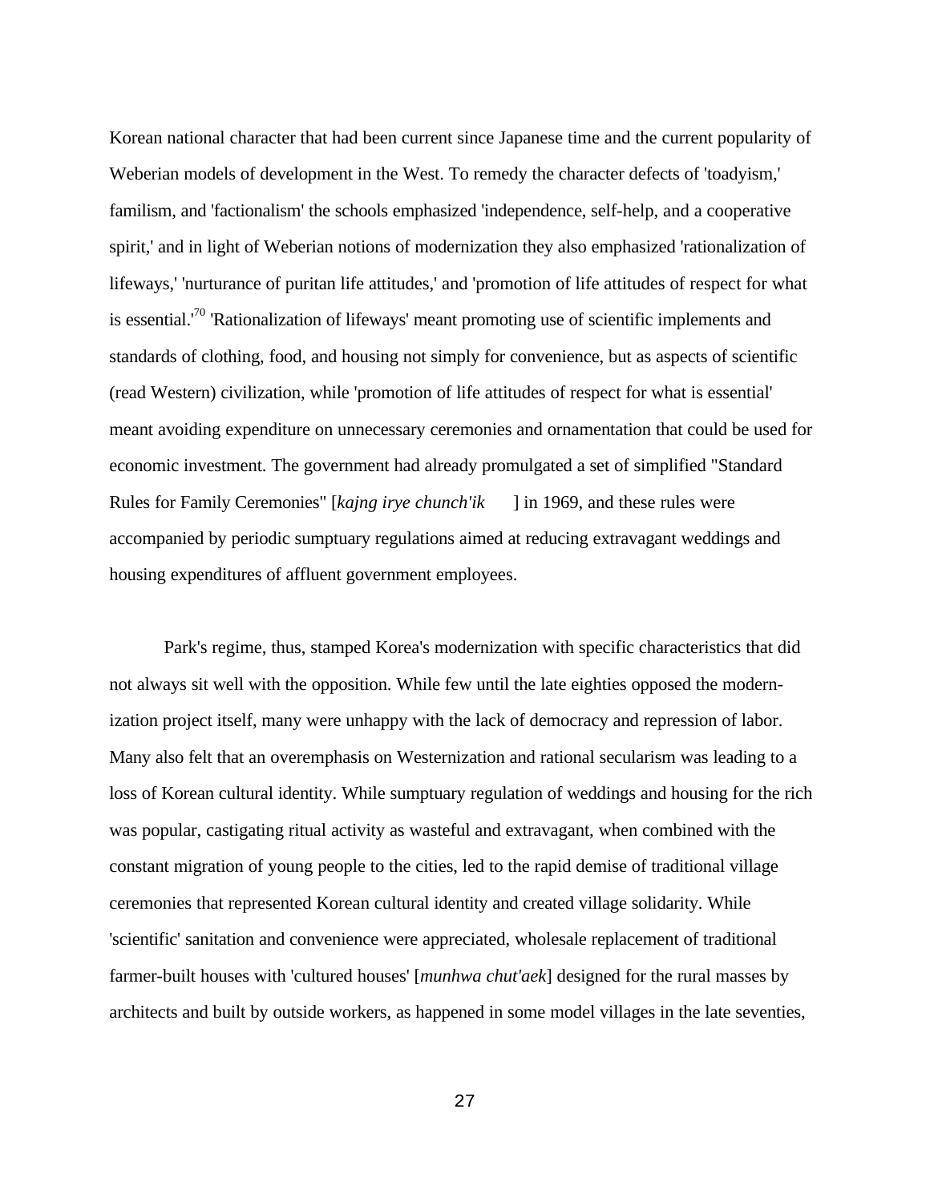Korean national character that had been current since Japanese time and the current popularity of Weberian models of development in the West. To remedy the character defects of 'toadyism,' familism, and 'factionalism' the schools emphasized 'independence, self-help, and a cooperative spirit,' and in light of Weberian notions of modernization they also emphasized 'rationalization of lifeways,' 'nurturance of puritan life attitudes,' and 'promotion of life attitudes of respect for what is essential.'[70] 'Rationalization of lifeways' meant promoting use of scientific implements and standards of clothing, food, and housing not simply for convenience, but as aspects of scientific (read Western) civilization, while 'promotion of life attitudes of respect for what is essential' meant avoiding expenditure on unnecessary ceremonies and ornamentation that could be used for economic investment. The government had already promulgated a set of simplified "Standard Rules for Family Ceremonies" [*kajng irye chunch'ik* ] in 1969, and these rules were accompanied by periodic sumptuary regulations aimed at reducing extravagant weddings and housing expenditures of affluent government employees.

Park's regime, thus, stamped Korea's modernization with specific characteristics that did not always sit well with the opposition. While few until the late eighties opposed the modernization project itself, many were unhappy with the lack of democracy and repression of labor. Many also felt that an overemphasis on Westernization and rational secularism was leading to a loss of Korean cultural identity. While sumptuary regulation of weddings and housing for the rich was popular, castigating ritual activity as wasteful and extravagant, when combined with the constant migration of young people to the cities, led to the rapid demise of traditional village ceremonies that represented Korean cultural identity and created village solidarity. While 'scientific' sanitation and convenience were appreciated, wholesale replacement of traditional farmer-built houses with 'cultured houses' [*munhwa chut'aek*] designed for the rural masses by architects and built by outside workers, as happened in some model villages in the late seventies,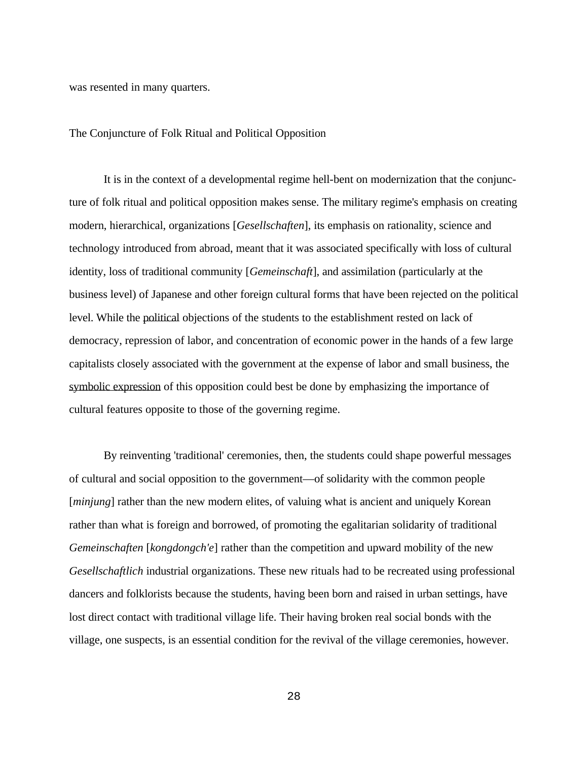was resented in many quarters.

## The Conjuncture of Folk Ritual and Political Opposition

It is in the context of a developmental regime hell-bent on modernization that the conjuncture of folk ritual and political opposition makes sense. The military regime's emphasis on creating modern, hierarchical, organizations [*Gesellschaften*], its emphasis on rationality, science and technology introduced from abroad, meant that it was associated specifically with loss of cultural identity, loss of traditional community [*Gemeinschaft*], and assimilation (particularly at the business level) of Japanese and other foreign cultural forms that have been rejected on the political level. While the <u>political</u> objections of the students to the establishment rested on lack of democracy, repression of labor, and concentration of economic power in the hands of a few large capitalists closely associated with the government at the expense of labor and small business, the <u>symbolic expression</u> of this opposition could best be done by emphasizing the importance of cultural features opposite to those of the governing regime.

By reinventing 'traditional' ceremonies, then, the students could shape powerful messages of cultural and social opposition to the government—of solidarity with the common people [*minjung*] rather than the new modern elites, of valuing what is ancient and uniquely Korean rather than what is foreign and borrowed, of promoting the egalitarian solidarity of traditional *Gemeinschaften* [*kongdongch'e*] rather than the competition and upward mobility of the new *Gesellschaftlich* industrial organizations. These new rituals had to be recreated using professional dancers and folklorists because the students, having been born and raised in urban settings, have lost direct contact with traditional village life. Their having broken real social bonds with the village, one suspects, is an essential condition for the revival of the village ceremonies, however.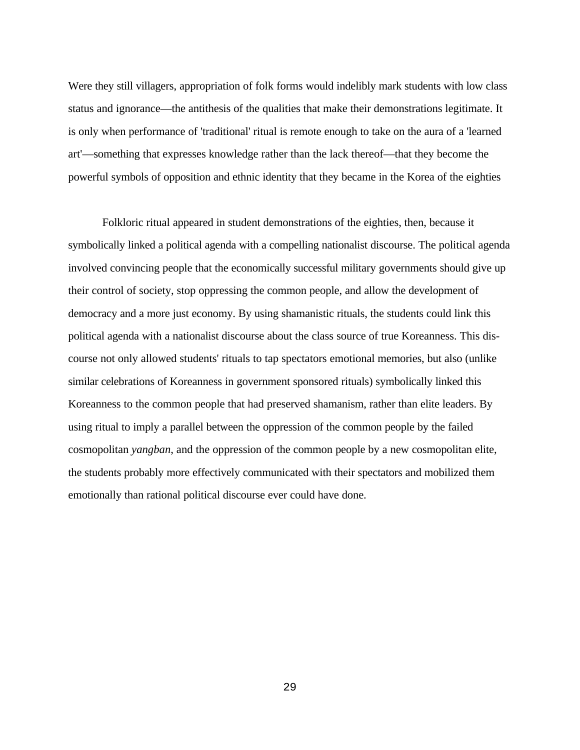Were they still villagers, appropriation of folk forms would indelibly mark students with low class status and ignorance—the antithesis of the qualities that make their demonstrations legitimate. It is only when performance of 'traditional' ritual is remote enough to take on the aura of a 'learned art'—something that expresses knowledge rather than the lack thereof—that they become the powerful symbols of opposition and ethnic identity that they became in the Korea of the eighties

Folkloric ritual appeared in student demonstrations of the eighties, then, because it symbolically linked a political agenda with a compelling nationalist discourse. The political agenda involved convincing people that the economically successful military governments should give up their control of society, stop oppressing the common people, and allow the development of democracy and a more just economy. By using shamanistic rituals, the students could link this political agenda with a nationalist discourse about the class source of true Koreanness. This discourse not only allowed students' rituals to tap spectators emotional memories, but also (unlike similar celebrations of Koreanness in government sponsored rituals) symbolically linked this Koreanness to the common people that had preserved shamanism, rather than elite leaders. By using ritual to imply a parallel between the oppression of the common people by the failed cosmopolitan *yangban*, and the oppression of the common people by a new cosmopolitan elite, the students probably more effectively communicated with their spectators and mobilized them emotionally than rational political discourse ever could have done.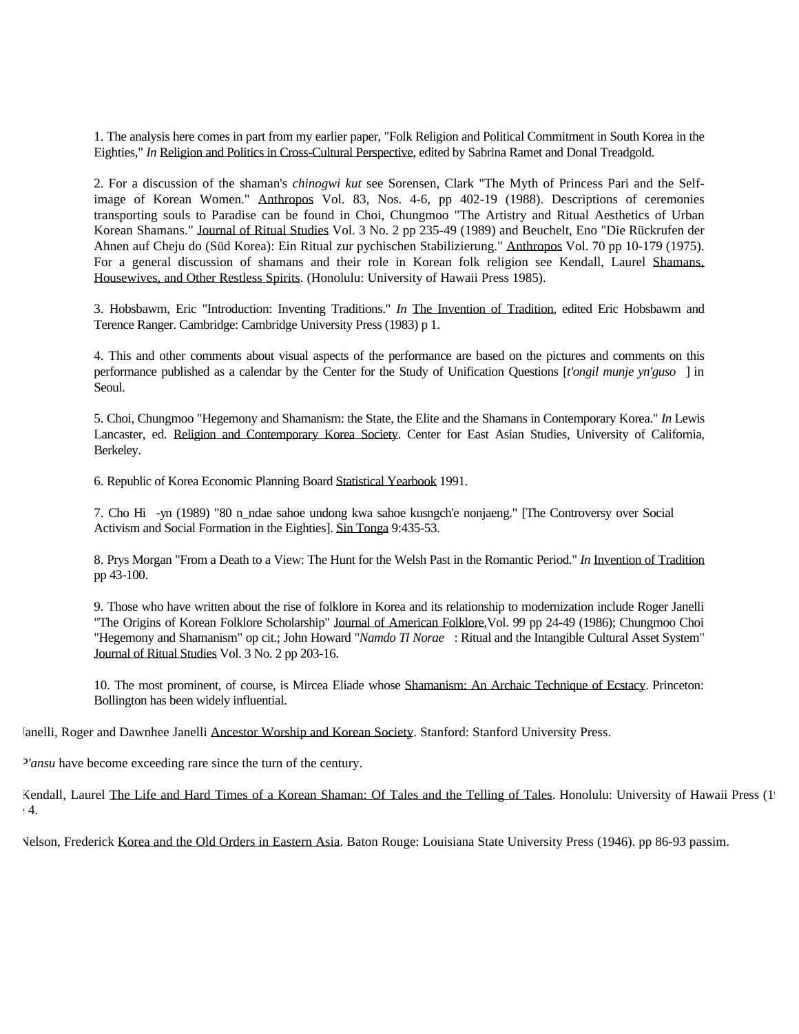1. The analysis here comes in part from my earlier paper, "Folk Religion and Political Commitment in South Korea in the Eighties," *In* Religion and Politics in Cross-Cultural Perspective, edited by Sabrina Ramet and Donal Treadgold.

2. For a discussion of the shaman's *chinogwi kut* see Sorensen, Clark "The Myth of Princess Pari and the Self-image of Korean Women." Anthropos Vol. 83, Nos. 4-6, pp 402-19 (1988). Descriptions of ceremonies transporting souls to Paradise can be found in Choi, Chungmoo "The Artistry and Ritual Aesthetics of Urban Korean Shamans." Journal of Ritual Studies Vol. 3 No. 2 pp 235-49 (1989) and Beuchelt, Eno "Die Rückrufen der Ahnen auf Cheju do (Süd Korea): Ein Ritual zur pychischen Stabilizierung." Anthropos Vol. 70 pp 10-179 (1975). For a general discussion of shamans and their role in Korean folk religion see Kendall, Laurel Shamans, Housewives, and Other Restless Spirits. (Honolulu: University of Hawaii Press 1985).

3. Hobsbawm, Eric "Introduction: Inventing Traditions." *In* The Invention of Tradition, edited Eric Hobsbawm and Terence Ranger. Cambridge: Cambridge University Press (1983) p 1.

4. This and other comments about visual aspects of the performance are based on the pictures and comments on this performance published as a calendar by the Center for the Study of Unification Questions [*t'ongil munje yn'guso* ] in Seoul.

5. Choi, Chungmoo "Hegemony and Shamanism: the State, the Elite and the Shamans in Contemporary Korea." *In* Lewis Lancaster, ed. Religion and Contemporary Korea Society. Center for East Asian Studies, University of California, Berkeley.

6. Republic of Korea Economic Planning Board Statistical Yearbook 1991.

7. Cho Hi -yn (1989) "80 n_ndae sahoe undong kwa sahoe kusngch'e nonjaeng." [The Controversy over Social Activism and Social Formation in the Eighties]. Sin Tonga 9:435-53.

8. Prys Morgan "From a Death to a View: The Hunt for the Welsh Past in the Romantic Period." *In* Invention of Tradition pp 43-100.

9. Those who have written about the rise of folklore in Korea and its relationship to modernization include Roger Janelli "The Origins of Korean Folklore Scholarship" Journal of American Folklore,Vol. 99 pp 24-49 (1986); Chungmoo Choi "Hegemony and Shamanism" op cit.; John Howard "*Namdo Tl Norae* : Ritual and the Intangible Cultural Asset System" Journal of Ritual Studies Vol. 3 No. 2 pp 203-16.

10. The most prominent, of course, is Mircea Eliade whose Shamanism: An Archaic Technique of Ecstacy. Princeton: Bollington has been widely influential.

Janelli, Roger and Dawnhee Janelli Ancestor Worship and Korean Society. Stanford: Stanford University Press.

*P'ansu* have become exceeding rare since the turn of the century.

Kendall, Laurel The Life and Hard Times of a Korean Shaman: Of Tales and the Telling of Tales. Honolulu: University of Hawaii Press (1 4.

Nelson, Frederick Korea and the Old Orders in Eastern Asia. Baton Rouge: Louisiana State University Press (1946). pp 86-93 passim.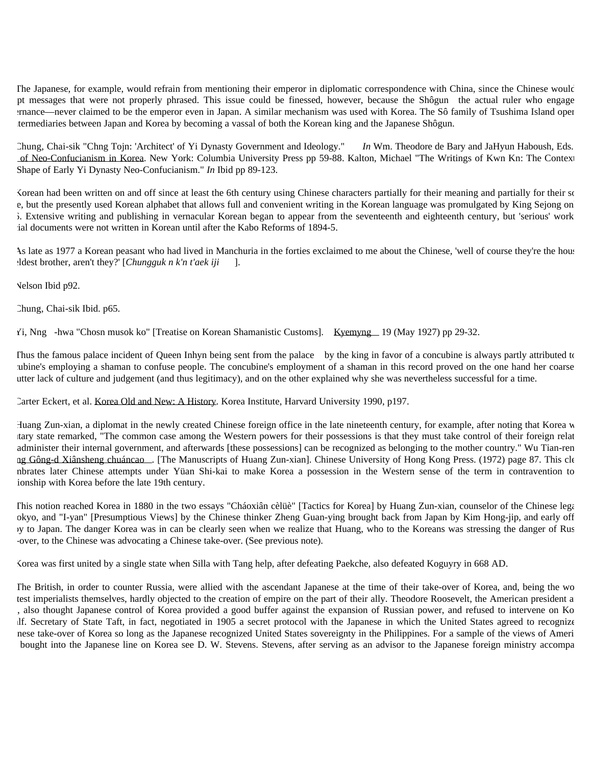The Japanese, for example, would refrain from mentioning their emperor in diplomatic correspondence with China, since the Chinese would pt messages that were not properly phrased. This issue could be finessed, however, because the Shôgun the actual ruler who engage rnance—never claimed to be the emperor even in Japan. A similar mechanism was used with Korea. The Sô family of Tsushima Island oper termediaries between Japan and Korea by becoming a vassal of both the Korean king and the Japanese Shôgun.

Chung, Chai-sik "Chng Tojn: 'Architect' of Yi Dynasty Government and Ideology." *In* Wm. Theodore de Bary and JaHyun Haboush, Eds. of Neo-Confucianism in Korea. New York: Columbia University Press pp 59-88. Kalton, Michael "The Writings of Kwn Kn: The Context Shape of Early Yi Dynasty Neo-Confucianism." *In* Ibid pp 89-123.

Korean had been written on and off since at least the 6th century using Chinese characters partially for their meaning and partially for their so e, but the presently used Korean alphabet that allows full and convenient writing in the Korean language was promulgated by King Sejong on . Extensive writing and publishing in vernacular Korean began to appear from the seventeenth and eighteenth century, but 'serious' work ial documents were not written in Korean until after the Kabo Reforms of 1894-5.

As late as 1977 a Korean peasant who had lived in Manchuria in the forties exclaimed to me about the Chinese, 'well of course they're the hous ldest brother, aren't they?' [*Chungguk n k'n t'aek iji* ].

Nelson Ibid p92.

Chung, Chai-sik Ibid. p65.

Yi, Nng -hwa "Chosn musok ko" [Treatise on Korean Shamanistic Customs]. Kyemyng 19 (May 1927) pp 29-32.

Thus the famous palace incident of Queen Inhyn being sent from the palace by the king in favor of a concubine is always partly attributed to ubine's employing a shaman to confuse people. The concubine's employment of a shaman in this record proved on the one hand her coarse utter lack of culture and judgement (and thus legitimacy), and on the other explained why she was nevertheless successful for a time.

Carter Eckert, et al. Korea Old and New: A History. Korea Institute, Harvard University 1990, p197.

Huang Zun-xian, a diplomat in the newly created Chinese foreign office in the late nineteenth century, for example, after noting that Korea w tary state remarked, "The common case among the Western powers for their possessions is that they must take control of their foreign relat administer their internal government, and afterwards [these possessions] can be recognized as belonging to the mother country." Wu Tian-ren ng Gông-d Xiânsheng chuáncao . [The Manuscripts of Huang Zun-xian]. Chinese University of Hong Kong Press. (1972) page 87. This cle nbrates later Chinese attempts under Yüan Shi-kai to make Korea a possession in the Western sense of the term in contravention to ionship with Korea before the late 19th century.

This notion reached Korea in 1880 in the two essays "Cháoxiân cèlüè" [Tactics for Korea] by Huang Zun-xian, counselor of the Chinese lega okyo, and "I-yan" [Presumptious Views] by the Chinese thinker Zheng Guan-ying brought back from Japan by Kim Hong-jip, and early off y to Japan. The danger Korea was in can be clearly seen when we realize that Huang, who to the Koreans was stressing the danger of Rus -over, to the Chinese was advocating a Chinese take-over. (See previous note).

Korea was first united by a single state when Silla with Tang help, after defeating Paekche, also defeated Koguyry in 668 AD.

The British, in order to counter Russia, were allied with the ascendant Japanese at the time of their take-over of Korea, and, being the wo test imperialists themselves, hardly objected to the creation of empire on the part of their ally. Theodore Roosevelt, the American president a , also thought Japanese control of Korea provided a good buffer against the expansion of Russian power, and refused to intervene on Ko lf. Secretary of State Taft, in fact, negotiated in 1905 a secret protocol with the Japanese in which the United States agreed to recognize nese take-over of Korea so long as the Japanese recognized United States sovereignty in the Philippines. For a sample of the views of Ameri bought into the Japanese line on Korea see D. W. Stevens. Stevens, after serving as an advisor to the Japanese foreign ministry accompa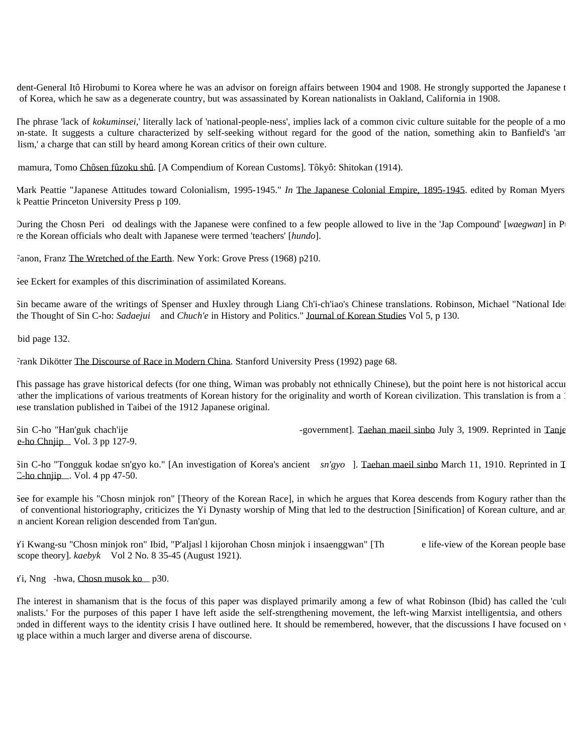dent-General Itô Hirobumi to Korea where he was an advisor on foreign affairs between 1904 and 1908. He strongly supported the Japanese t of Korea, which he saw as a degenerate country, but was assassinated by Korean nationalists in Oakland, California in 1908.

The phrase 'lack of *kokuminsei*,' literally lack of 'national-people-ness', implies lack of a common civic culture suitable for the people of a mo on-state. It suggests a culture characterized by self-seeking without regard for the good of the nation, something akin to Banfield's 'am lism,' a charge that can still by heard among Korean critics of their own culture.

mamura, Tomo Chôsen fûzoku shû. [A Compendium of Korean Customs]. Tôkyô: Shitokan (1914).

Mark Peattie "Japanese Attitudes toward Colonialism, 1995-1945." *In* The Japanese Colonial Empire, 1895-1945. edited by Roman Myers k Peattie Princeton University Press p 109.

During the Chosn Peri od dealings with the Japanese were confined to a few people allowed to live in the 'Jap Compound' [*waegwan*] in P re the Korean officials who dealt with Japanese were termed 'teachers' [*hundo*].

Fanon, Franz The Wretched of the Earth. New York: Grove Press (1968) p210.

See Eckert for examples of this discrimination of assimilated Koreans.

Sin became aware of the writings of Spenser and Huxley through Liang Ch'i-ch'iao's Chinese translations. Robinson, Michael "National Ide the Thought of Sin C-ho: *Sadaejui* and *Chuch'e* in History and Politics." Journal of Korean Studies Vol 5, p 130.

bid page 132.

Frank Dikötter The Discourse of Race in Modern China. Stanford University Press (1992) page 68.

This passage has grave historical defects (for one thing, Wiman was probably not ethnically Chinese), but the point here is not historical accu rather the implications of various treatments of Korean history for the originality and worth of Korean civilization. This translation is from a nese translation published in Taibei of the 1912 Japanese original.

Sin C-ho "Han'guk chach'ije -government]. Taehan maeil sinbo July 3, 1909. Reprinted in Tanje e-ho Chnjip Vol. 3 pp 127-9.

Sin C-ho "Tongguk kodae sn'gyo ko." [An investigation of Korea's ancient *sn'gyo* ]. Taehan maeil sinbo March 11, 1910. Reprinted in T C-ho chnjip . Vol. 4 pp 47-50.

See for example his "Chosn minjok ron" [Theory of the Korean Race], in which he argues that Korea descends from Kogury rather than the of conventional historiography, criticizes the Yi Dynasty worship of Ming that led to the destruction [Sinification] of Korean culture, and ar n ancient Korean religion descended from Tan'gun.

Yi Kwang-su "Chosn minjok ron" Ibid, "P'aljasl l kijorohan Chosn minjok i insaenggwan" [Th e life-view of the Korean people base scope theory]. *kaebyk* Vol 2 No. 8 35-45 (August 1921).

Yi, Nng -hwa, Chosn musok ko p30.

The interest in shamanism that is the focus of this paper was displayed primarily among a few of what Robinson (Ibid) has called the 'cul onalists.' For the purposes of this paper I have left aside the self-strengthening movement, the left-wing Marxist intelligentsia, and others onded in different ways to the identity crisis I have outlined here. It should be remembered, however, that the discussions I have focused on ng place within a much larger and diverse arena of discourse.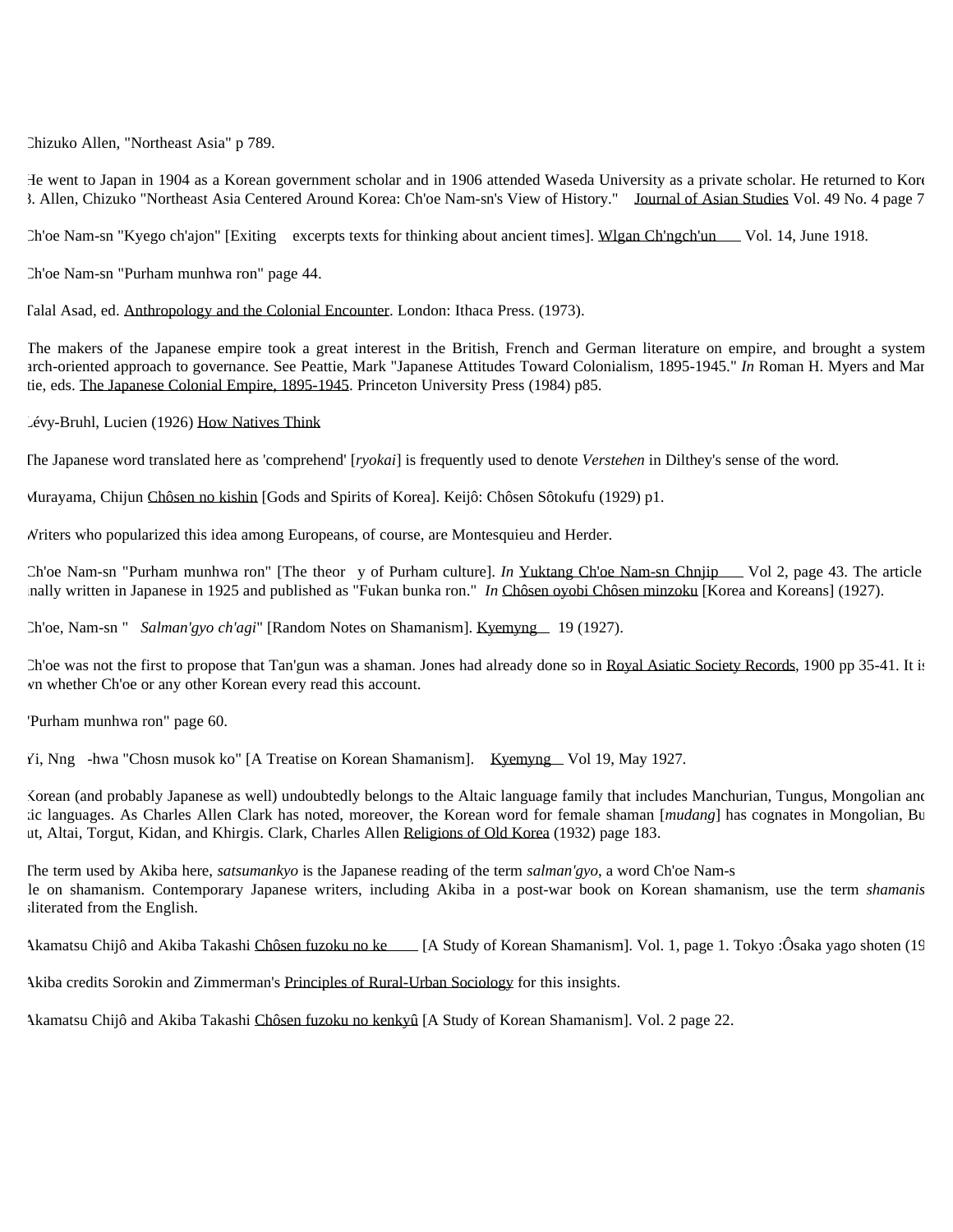Chizuko Allen, "Northeast Asia" p 789.

He went to Japan in 1904 as a Korean government scholar and in 1906 attended Waseda University as a private scholar. He returned to Kore
3. Allen, Chizuko "Northeast Asia Centered Around Korea: Ch'oe Nam-sn's View of History." Journal of Asian Studies Vol. 49 No. 4 page 7

Ch'oe Nam-sn "Kyego ch'ajon" [Exiting excerpts texts for thinking about ancient times]. Wlgan Ch'ngch'un Vol. 14, June 1918.

Ch'oe Nam-sn "Purham munhwa ron" page 44.

Talal Asad, ed. Anthropology and the Colonial Encounter. London: Ithaca Press. (1973).

The makers of the Japanese empire took a great interest in the British, French and German literature on empire, and brought a system
arch-oriented approach to governance. See Peattie, Mark "Japanese Attitudes Toward Colonialism, 1895-1945." *In* Roman H. Myers and Mar
tie, eds. The Japanese Colonial Empire, 1895-1945. Princeton University Press (1984) p85.

Lévy-Bruhl, Lucien (1926) How Natives Think

The Japanese word translated here as 'comprehend' [*ryokai*] is frequently used to denote *Verstehen* in Dilthey's sense of the word.

Murayama, Chijun Chôsen no kishin [Gods and Spirits of Korea]. Keijô: Chôsen Sôtokufu (1929) p1.

Writers who popularized this idea among Europeans, of course, are Montesquieu and Herder.

Ch'oe Nam-sn "Purham munhwa ron" [The theor y of Purham culture]. *In* Yuktang Ch'oe Nam-sn Chnjip Vol 2, page 43. The article
inally written in Japanese in 1925 and published as "Fukan bunka ron." *In* Chôsen oyobi Chôsen minzoku [Korea and Koreans] (1927).

Ch'oe, Nam-sn " *Salman'gyo ch'agi*" [Random Notes on Shamanism]. Kyemyng 19 (1927).

Ch'oe was not the first to propose that Tan'gun was a shaman. Jones had already done so in Royal Asiatic Society Records, 1900 pp 35-41. It is
wn whether Ch'oe or any other Korean every read this account.

"Purham munhwa ron" page 60.

Yi, Nng -hwa "Chosn musok ko" [A Treatise on Korean Shamanism]. Kyemyng Vol 19, May 1927.

Korean (and probably Japanese as well) undoubtedly belongs to the Altaic language family that includes Manchurian, Tungus, Mongolian and
ic languages. As Charles Allen Clark has noted, moreover, the Korean word for female shaman [*mudang*] has cognates in Mongolian, Bu
ut, Altai, Torgut, Kidan, and Khirgis. Clark, Charles Allen Religions of Old Korea (1932) page 183.

The term used by Akiba here, *satsumankyo* is the Japanese reading of the term *salman'gyo*, a word Ch'oe Nam-s
le on shamanism. Contemporary Japanese writers, including Akiba in a post-war book on Korean shamanism, use the term *shamanis*
sliterated from the English.

Akamatsu Chijô and Akiba Takashi Chôsen fuzoku no ke [A Study of Korean Shamanism]. Vol. 1, page 1. Tokyo :Ôsaka yago shoten (19

Akiba credits Sorokin and Zimmerman's Principles of Rural-Urban Sociology for this insights.

Akamatsu Chijô and Akiba Takashi Chôsen fuzoku no kenkyû [A Study of Korean Shamanism]. Vol. 2 page 22.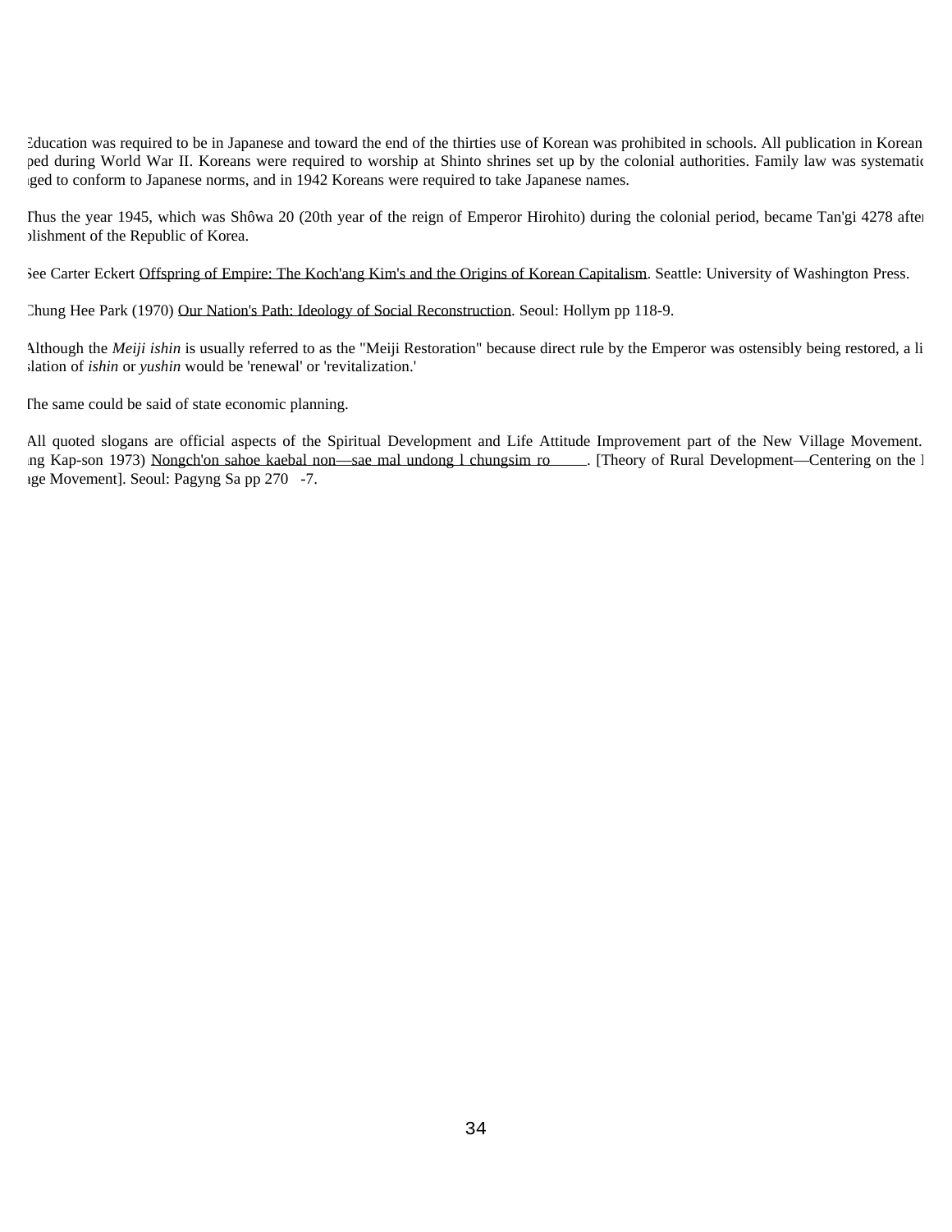Education was required to be in Japanese and toward the end of the thirties use of Korean was prohibited in schools. All publication in Korean ped during World War II. Koreans were required to worship at Shinto shrines set up by the colonial authorities. Family law was systematic ged to conform to Japanese norms, and in 1942 Koreans were required to take Japanese names.

Thus the year 1945, which was Shôwa 20 (20th year of the reign of Emperor Hirohito) during the colonial period, became Tan'gi 4278 after blishment of the Republic of Korea.

See Carter Eckert Offspring of Empire: The Koch'ang Kim's and the Origins of Korean Capitalism. Seattle: University of Washington Press.

Chung Hee Park (1970) Our Nation's Path: Ideology of Social Reconstruction. Seoul: Hollym pp 118-9.

Although the *Meiji ishin* is usually referred to as the "Meiji Restoration" because direct rule by the Emperor was ostensibly being restored, a li slation of *ishin* or *yushin* would be 'renewal' or 'revitalization.'

The same could be said of state economic planning.

All quoted slogans are official aspects of the Spiritual Development and Life Attitude Improvement part of the New Village Movement. ng Kap-son 1973) Nongch'on sahoe kaebal non—sae mal undong l chungsim ro . [Theory of Rural Development—Centering on the l age Movement]. Seoul: Pagyng Sa pp 270 -7.